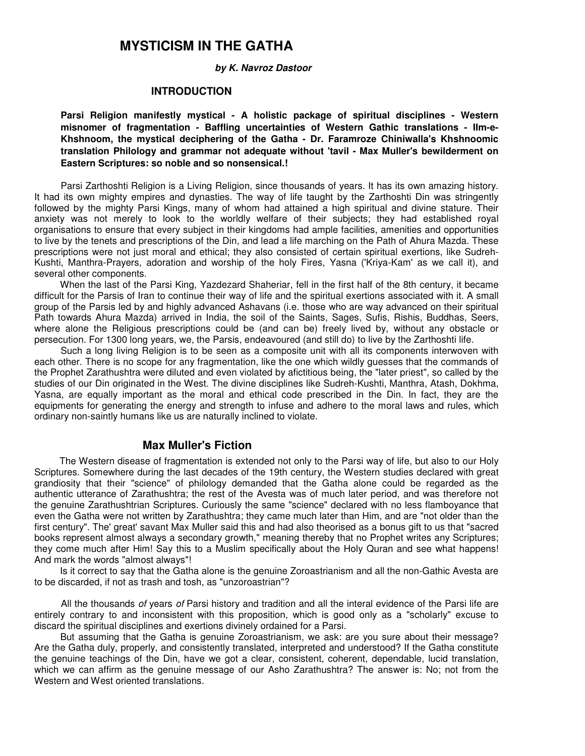# MYSTICISM IN THE GATHA

***by K. Navroz Dastoor***

## INTRODUCTION

**Parsi Religion manifestly mystical - A holistic package of spiritual disciplines - Western misnomer of fragmentation - Baffling uncertainties of Western Gathic translations - Ilm-e-Khshnoom, the mystical deciphering of the Gatha - Dr. Faramroze Chiniwalla's Khshnoomic translation Philology and grammar not adequate without 'tavil - Max Muller's bewilderment on Eastern Scriptures: so noble and so nonsensical.!**

Parsi Zarthoshti Religion is a Living Religion, since thousands of years. It has its own amazing history. It had its own mighty empires and dynasties. The way of life taught by the Zarthoshti Din was stringently followed by the mighty Parsi Kings, many of whom had attained a high spiritual and divine stature. Their anxiety was not merely to look to the worldly welfare of their subjects; they had established royal organisations to ensure that every subject in their kingdoms had ample facilities, amenities and opportunities to live by the tenets and prescriptions of the Din, and lead a life marching on the Path of Ahura Mazda. These prescriptions were not just moral and ethical; they also consisted of certain spiritual exertions, like Sudreh-Kushti, Manthra-Prayers, adoration and worship of the holy Fires, Yasna ('Kriya-Kam' as we call it), and several other components.

When the last of the Parsi King, Yazdezard Shaheriar, fell in the first half of the 8th century, it became difficult for the Parsis of Iran to continue their way of life and the spiritual exertions associated with it. A small group of the Parsis led by and highly advanced Ashavans (i.e. those who are way advanced on their spiritual Path towards Ahura Mazda) arrived in India, the soil of the Saints, Sages, Sufis, Rishis, Buddhas, Seers, where alone the Religious prescriptions could be (and can be) freely lived by, without any obstacle or persecution. For 1300 long years, we, the Parsis, endeavoured (and still do) to live by the Zarthoshti life.

Such a long living Religion is to be seen as a composite unit with all its components interwoven with each other. There is no scope for any fragmentation, like the one which wildly guesses that the commands of the Prophet Zarathushtra were diluted and even violated by afictitious being, the "later priest", so called by the studies of our Din originated in the West. The divine disciplines like Sudreh-Kushti, Manthra, Atash, Dokhma, Yasna, are equally important as the moral and ethical code prescribed in the Din. In fact, they are the equipments for generating the energy and strength to infuse and adhere to the moral laws and rules, which ordinary non-saintly humans like us are naturally inclined to violate.

### Max Muller's Fiction

The Western disease of fragmentation is extended not only to the Parsi way of life, but also to our Holy Scriptures. Somewhere during the last decades of the 19th century, the Western studies declared with great grandiosity that their "science" of philology demanded that the Gatha alone could be regarded as the authentic utterance of Zarathushtra; the rest of the Avesta was of much later period, and was therefore not the genuine Zarathushtrian Scriptures. Curiously the same "science" declared with no less flamboyance that even the Gatha were not written by Zarathushtra; they came much later than Him, and are "not older than the first century". The' great' savant Max Muller said this and had also theorised as a bonus gift to us that "sacred books represent almost always a secondary growth," meaning thereby that no Prophet writes any Scriptures; they come much after Him! Say this to a Muslim specifically about the Holy Quran and see what happens! And mark the words "almost always"!

Is it correct to say that the Gatha alone is the genuine Zoroastrianism and all the non-Gathic Avesta are to be discarded, if not as trash and tosh, as "unzoroastrian"?

All the thousands *of* years *of* Parsi history and tradition and all the interal evidence of the Parsi life are entirely contrary to and inconsistent with this proposition, which is good only as a "scholarly" excuse to discard the spiritual disciplines and exertions divinely ordained for a Parsi.

But assuming that the Gatha is genuine Zoroastrianism, we ask: are you sure about their message? Are the Gatha duly, properly, and consistently translated, interpreted and understood? If the Gatha constitute the genuine teachings of the Din, have we got a clear, consistent, coherent, dependable, lucid translation, which we can affirm as the genuine message of our Asho Zarathushtra? The answer is: No; not from the Western and West oriented translations.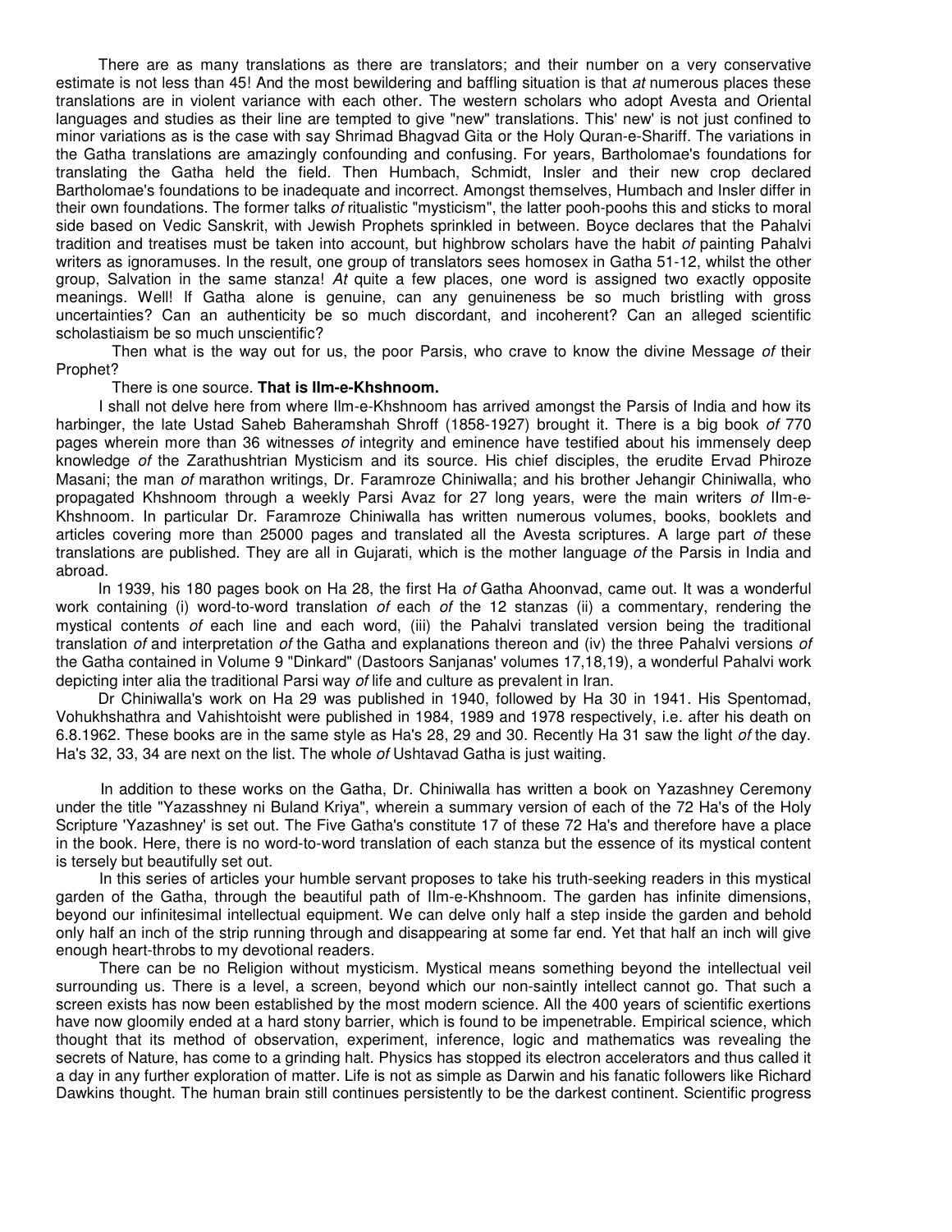There are as many translations as there are translators; and their number on a very conservative estimate is not less than 45! And the most bewildering and baffling situation is that *at* numerous places these translations are in violent variance with each other. The western scholars who adopt Avesta and Oriental languages and studies as their line are tempted to give "new" translations. This' new' is not just confined to minor variations as is the case with say Shrimad Bhagvad Gita or the Holy Quran-e-Shariff. The variations in the Gatha translations are amazingly confounding and confusing. For years, Bartholomae's foundations for translating the Gatha held the field. Then Humbach, Schmidt, Insler and their new crop declared Bartholomae's foundations to be inadequate and incorrect. Amongst themselves, Humbach and Insler differ in their own foundations. The former talks *of* ritualistic "mysticism", the latter pooh-poohs this and sticks to moral side based on Vedic Sanskrit, with Jewish Prophets sprinkled in between. Boyce declares that the Pahalvi tradition and treatises must be taken into account, but highbrow scholars have the habit *of* painting Pahalvi writers as ignoramuses. In the result, one group of translators sees homosex in Gatha 51-12, whilst the other group, Salvation in the same stanza! *At* quite a few places, one word is assigned two exactly opposite meanings. Well! If Gatha alone is genuine, can any genuineness be so much bristling with gross uncertainties? Can an authenticity be so much discordant, and incoherent? Can an alleged scientific scholastiaism be so much unscientific?

Then what is the way out for us, the poor Parsis, who crave to know the divine Message *of* their Prophet?

There is one source. **That is Ilm-e-Khshnoom.**

I shall not delve here from where Ilm-e-Khshnoom has arrived amongst the Parsis of India and how its harbinger, the late Ustad Saheb Baheramshah Shroff (1858-1927) brought it. There is a big book *of* 770 pages wherein more than 36 witnesses *of* integrity and eminence have testified about his immensely deep knowledge *of* the Zarathushtrian Mysticism and its source. His chief disciples, the erudite Ervad Phiroze Masani; the man *of* marathon writings, Dr. Faramroze Chiniwalla; and his brother Jehangir Chiniwalla, who propagated Khshnoom through a weekly Parsi Avaz for 27 long years, were the main writers *of* IIm-e-Khshnoom. In particular Dr. Faramroze Chiniwalla has written numerous volumes, books, booklets and articles covering more than 25000 pages and translated all the Avesta scriptures. A large part *of* these translations are published. They are all in Gujarati, which is the mother language *of* the Parsis in India and abroad.

In 1939, his 180 pages book on Ha 28, the first Ha *of* Gatha Ahoonvad, came out. It was a wonderful work containing (i) word-to-word translation *of* each *of* the 12 stanzas (ii) a commentary, rendering the mystical contents *of* each line and each word, (iii) the Pahalvi translated version being the traditional translation *of* and interpretation *of* the Gatha and explanations thereon and (iv) the three Pahalvi versions *of* the Gatha contained in Volume 9 "Dinkard" (Dastoors Sanjanas' volumes 17,18,19), a wonderful Pahalvi work depicting inter alia the traditional Parsi way *of* life and culture as prevalent in Iran.

Dr Chiniwalla's work on Ha 29 was published in 1940, followed by Ha 30 in 1941. His Spentomad, Vohukhshathra and Vahishtoisht were published in 1984, 1989 and 1978 respectively, i.e. after his death on 6.8.1962. These books are in the same style as Ha's 28, 29 and 30. Recently Ha 31 saw the light *of* the day. Ha's 32, 33, 34 are next on the list. The whole *of* Ushtavad Gatha is just waiting.

In addition to these works on the Gatha, Dr. Chiniwalla has written a book on Yazashney Ceremony under the title "Yazasshney ni Buland Kriya", wherein a summary version of each of the 72 Ha's of the Holy Scripture 'Yazashney' is set out. The Five Gatha's constitute 17 of these 72 Ha's and therefore have a place in the book. Here, there is no word-to-word translation of each stanza but the essence of its mystical content is tersely but beautifully set out.

In this series of articles your humble servant proposes to take his truth-seeking readers in this mystical garden of the Gatha, through the beautiful path of IIm-e-Khshnoom. The garden has infinite dimensions, beyond our infinitesimal intellectual equipment. We can delve only half a step inside the garden and behold only half an inch of the strip running through and disappearing at some far end. Yet that half an inch will give enough heart-throbs to my devotional readers.

There can be no Religion without mysticism. Mystical means something beyond the intellectual veil surrounding us. There is a level, a screen, beyond which our non-saintly intellect cannot go. That such a screen exists has now been established by the most modern science. All the 400 years of scientific exertions have now gloomily ended at a hard stony barrier, which is found to be impenetrable. Empirical science, which thought that its method of observation, experiment, inference, logic and mathematics was revealing the secrets of Nature, has come to a grinding halt. Physics has stopped its electron accelerators and thus called it a day in any further exploration of matter. Life is not as simple as Darwin and his fanatic followers like Richard Dawkins thought. The human brain still continues persistently to be the darkest continent. Scientific progress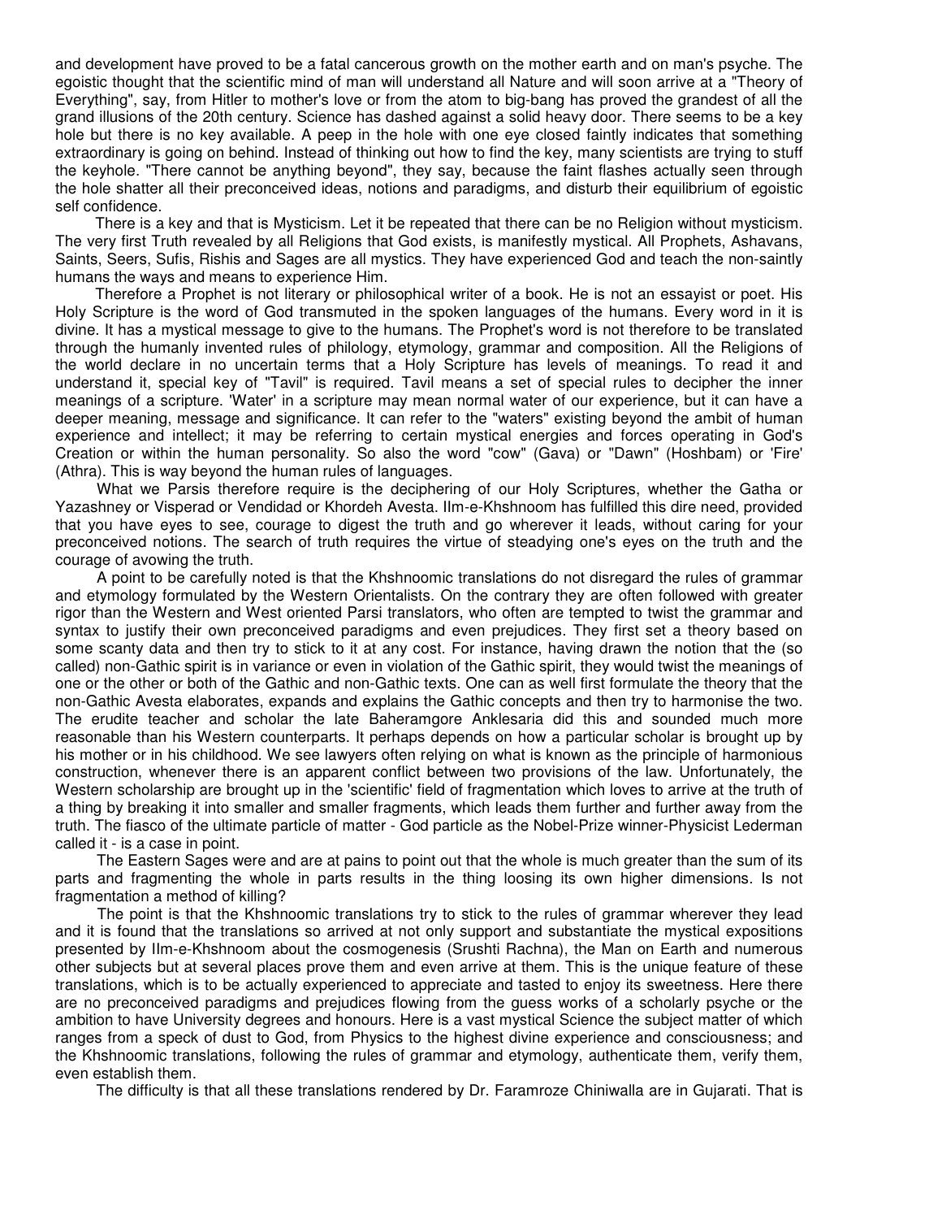and development have proved to be a fatal cancerous growth on the mother earth and on man's psyche. The egoistic thought that the scientific mind of man will understand all Nature and will soon arrive at a "Theory of Everything", say, from Hitler to mother's love or from the atom to big-bang has proved the grandest of all the grand illusions of the 20th century. Science has dashed against a solid heavy door. There seems to be a key hole but there is no key available. A peep in the hole with one eye closed faintly indicates that something extraordinary is going on behind. Instead of thinking out how to find the key, many scientists are trying to stuff the keyhole. "There cannot be anything beyond", they say, because the faint flashes actually seen through the hole shatter all their preconceived ideas, notions and paradigms, and disturb their equilibrium of egoistic self confidence.

There is a key and that is Mysticism. Let it be repeated that there can be no Religion without mysticism. The very first Truth revealed by all Religions that God exists, is manifestly mystical. All Prophets, Ashavans, Saints, Seers, Sufis, Rishis and Sages are all mystics. They have experienced God and teach the non-saintly humans the ways and means to experience Him.

Therefore a Prophet is not literary or philosophical writer of a book. He is not an essayist or poet. His Holy Scripture is the word of God transmuted in the spoken languages of the humans. Every word in it is divine. It has a mystical message to give to the humans. The Prophet's word is not therefore to be translated through the humanly invented rules of philology, etymology, grammar and composition. All the Religions of the world declare in no uncertain terms that a Holy Scripture has levels of meanings. To read it and understand it, special key of "Tavil" is required. Tavil means a set of special rules to decipher the inner meanings of a scripture. 'Water' in a scripture may mean normal water of our experience, but it can have a deeper meaning, message and significance. It can refer to the "waters" existing beyond the ambit of human experience and intellect; it may be referring to certain mystical energies and forces operating in God's Creation or within the human personality. So also the word "cow" (Gava) or "Dawn" (Hoshbam) or 'Fire' (Athra). This is way beyond the human rules of languages.

What we Parsis therefore require is the deciphering of our Holy Scriptures, whether the Gatha or Yazashney or Visperad or Vendidad or Khordeh Avesta. Ilm-e-Khshnoom has fulfilled this dire need, provided that you have eyes to see, courage to digest the truth and go wherever it leads, without caring for your preconceived notions. The search of truth requires the virtue of steadying one's eyes on the truth and the courage of avowing the truth.

A point to be carefully noted is that the Khshnoomic translations do not disregard the rules of grammar and etymology formulated by the Western Orientalists. On the contrary they are often followed with greater rigor than the Western and West oriented Parsi translators, who often are tempted to twist the grammar and syntax to justify their own preconceived paradigms and even prejudices. They first set a theory based on some scanty data and then try to stick to it at any cost. For instance, having drawn the notion that the (so called) non-Gathic spirit is in variance or even in violation of the Gathic spirit, they would twist the meanings of one or the other or both of the Gathic and non-Gathic texts. One can as well first formulate the theory that the non-Gathic Avesta elaborates, expands and explains the Gathic concepts and then try to harmonise the two. The erudite teacher and scholar the late Baheramgore Anklesaria did this and sounded much more reasonable than his Western counterparts. It perhaps depends on how a particular scholar is brought up by his mother or in his childhood. We see lawyers often relying on what is known as the principle of harmonious construction, whenever there is an apparent conflict between two provisions of the law. Unfortunately, the Western scholarship are brought up in the 'scientific' field of fragmentation which loves to arrive at the truth of a thing by breaking it into smaller and smaller fragments, which leads them further and further away from the truth. The fiasco of the ultimate particle of matter - God particle as the Nobel-Prize winner-Physicist Lederman called it - is a case in point.

The Eastern Sages were and are at pains to point out that the whole is much greater than the sum of its parts and fragmenting the whole in parts results in the thing loosing its own higher dimensions. Is not fragmentation a method of killing?

The point is that the Khshnoomic translations try to stick to the rules of grammar wherever they lead and it is found that the translations so arrived at not only support and substantiate the mystical expositions presented by Ilm-e-Khshnoom about the cosmogenesis (Srushti Rachna), the Man on Earth and numerous other subjects but at several places prove them and even arrive at them. This is the unique feature of these translations, which is to be actually experienced to appreciate and tasted to enjoy its sweetness. Here there are no preconceived paradigms and prejudices flowing from the guess works of a scholarly psyche or the ambition to have University degrees and honours. Here is a vast mystical Science the subject matter of which ranges from a speck of dust to God, from Physics to the highest divine experience and consciousness; and the Khshnoomic translations, following the rules of grammar and etymology, authenticate them, verify them, even establish them.

The difficulty is that all these translations rendered by Dr. Faramroze Chiniwalla are in Gujarati. That is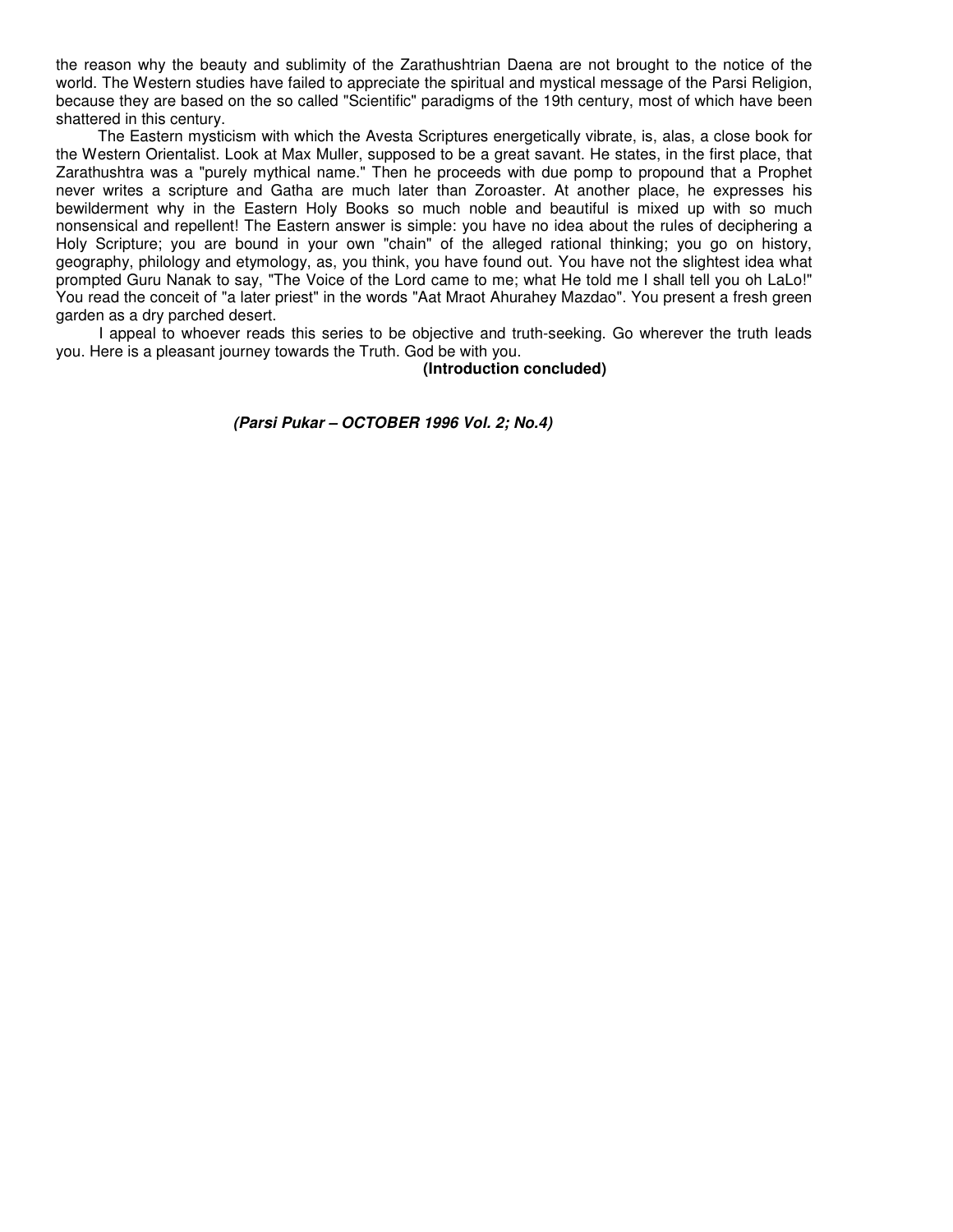the reason why the beauty and sublimity of the Zarathushtrian Daena are not brought to the notice of the world. The Western studies have failed to appreciate the spiritual and mystical message of the Parsi Religion, because they are based on the so called "Scientific" paradigms of the 19th century, most of which have been shattered in this century.

The Eastern mysticism with which the Avesta Scriptures energetically vibrate, is, alas, a close book for the Western Orientalist. Look at Max Muller, supposed to be a great savant. He states, in the first place, that Zarathushtra was a "purely mythical name." Then he proceeds with due pomp to propound that a Prophet never writes a scripture and Gatha are much later than Zoroaster. At another place, he expresses his bewilderment why in the Eastern Holy Books so much noble and beautiful is mixed up with so much nonsensical and repellent! The Eastern answer is simple: you have no idea about the rules of deciphering a Holy Scripture; you are bound in your own "chain" of the alleged rational thinking; you go on history, geography, philology and etymology, as, you think, you have found out. You have not the slightest idea what prompted Guru Nanak to say, "The Voice of the Lord came to me; what He told me I shall tell you oh LaLo!" You read the conceit of "a later priest" in the words "Aat Mraot Ahurahey Mazdao". You present a fresh green garden as a dry parched desert.

I appeal to whoever reads this series to be objective and truth-seeking. Go wherever the truth leads you. Here is a pleasant journey towards the Truth. God be with you.

**(Introduction concluded)**

***(Parsi Pukar – OCTOBER 1996 Vol. 2; No.4)***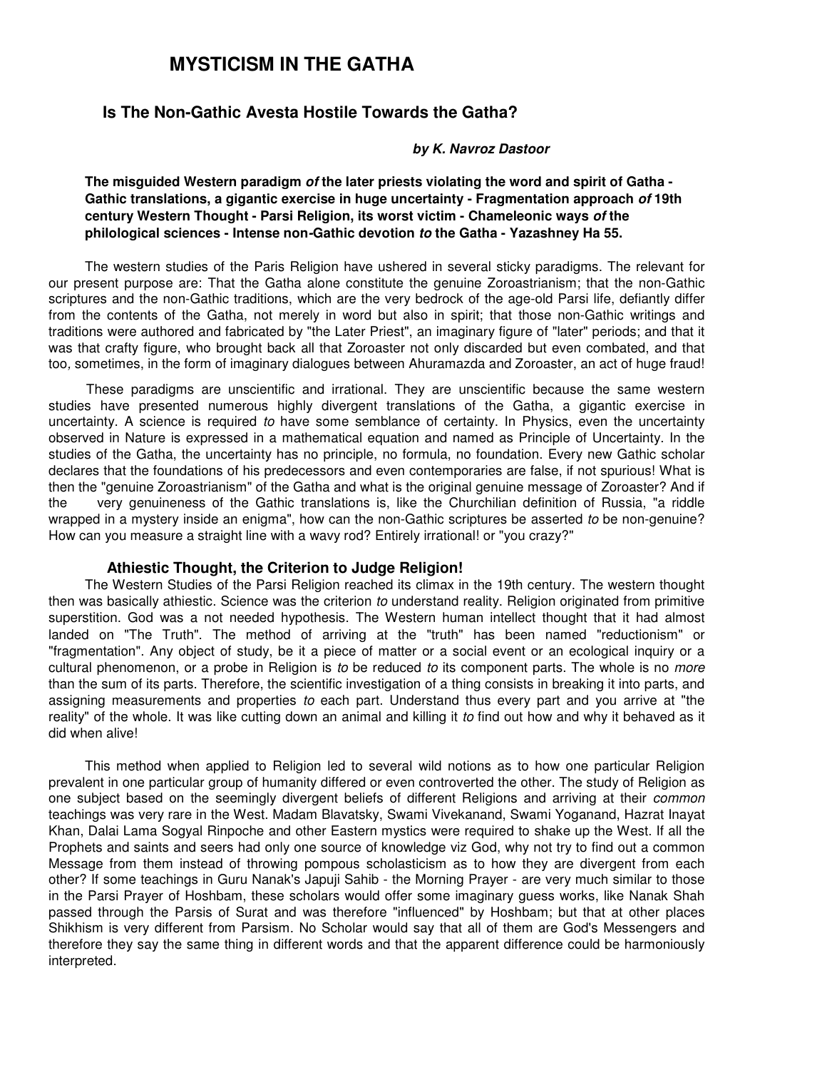# MYSTICISM IN THE GATHA

## Is The Non-Gathic Avesta Hostile Towards the Gatha?

***by K. Navroz Dastoor***

**The misguided Western paradigm *of* the later priests violating the word and spirit of Gatha - Gathic translations, a gigantic exercise in huge uncertainty - Fragmentation approach *of* 19th century Western Thought - Parsi Religion, its worst victim - Chameleonic ways *of* the philological sciences - Intense non-Gathic devotion *to* the Gatha - Yazashney Ha 55.**

The western studies of the Paris Religion have ushered in several sticky paradigms. The relevant for our present purpose are: That the Gatha alone constitute the genuine Zoroastrianism; that the non-Gathic scriptures and the non-Gathic traditions, which are the very bedrock of the age-old Parsi life, defiantly differ from the contents of the Gatha, not merely in word but also in spirit; that those non-Gathic writings and traditions were authored and fabricated by "the Later Priest", an imaginary figure of "later" periods; and that it was that crafty figure, who brought back all that Zoroaster not only discarded but even combated, and that too, sometimes, in the form of imaginary dialogues between Ahuramazda and Zoroaster, an act of huge fraud!

These paradigms are unscientific and irrational. They are unscientific because the same western studies have presented numerous highly divergent translations of the Gatha, a gigantic exercise in uncertainty. A science is required *to* have some semblance of certainty. In Physics, even the uncertainty observed in Nature is expressed in a mathematical equation and named as Principle of Uncertainty. In the studies of the Gatha, the uncertainty has no principle, no formula, no foundation. Every new Gathic scholar declares that the foundations of his predecessors and even contemporaries are false, if not spurious! What is then the "genuine Zoroastrianism" of the Gatha and what is the original genuine message of Zoroaster? And if the very genuineness of the Gathic translations is, like the Churchilian definition of Russia, "a riddle wrapped in a mystery inside an enigma", how can the non-Gathic scriptures be asserted *to* be non-genuine? How can you measure a straight line with a wavy rod? Entirely irrational! or "you crazy?"

### Athiestic Thought, the Criterion to Judge Religion!

The Western Studies of the Parsi Religion reached its climax in the 19th century. The western thought then was basically athiestic. Science was the criterion *to* understand reality. Religion originated from primitive superstition. God was a not needed hypothesis. The Western human intellect thought that it had almost landed on "The Truth". The method of arriving at the "truth" has been named "reductionism" or "fragmentation". Any object of study, be it a piece of matter or a social event or an ecological inquiry or a cultural phenomenon, or a probe in Religion is *to* be reduced *to* its component parts. The whole is no *more* than the sum of its parts. Therefore, the scientific investigation of a thing consists in breaking it into parts, and assigning measurements and properties *to* each part. Understand thus every part and you arrive at "the reality" of the whole. It was like cutting down an animal and killing it *to* find out how and why it behaved as it did when alive!

This method when applied to Religion led to several wild notions as to how one particular Religion prevalent in one particular group of humanity differed or even controverted the other. The study of Religion as one subject based on the seemingly divergent beliefs of different Religions and arriving at their *common* teachings was very rare in the West. Madam Blavatsky, Swami Vivekanand, Swami Yoganand, Hazrat Inayat Khan, Dalai Lama Sogyal Rinpoche and other Eastern mystics were required to shake up the West. If all the Prophets and saints and seers had only one source of knowledge viz God, why not try to find out a common Message from them instead of throwing pompous scholasticism as to how they are divergent from each other? If some teachings in Guru Nanak's Japuji Sahib - the Morning Prayer - are very much similar to those in the Parsi Prayer of Hoshbam, these scholars would offer some imaginary guess works, like Nanak Shah passed through the Parsis of Surat and was therefore "influenced" by Hoshbam; but that at other places Shikhism is very different from Parsism. No Scholar would say that all of them are God's Messengers and therefore they say the same thing in different words and that the apparent difference could be harmoniously interpreted.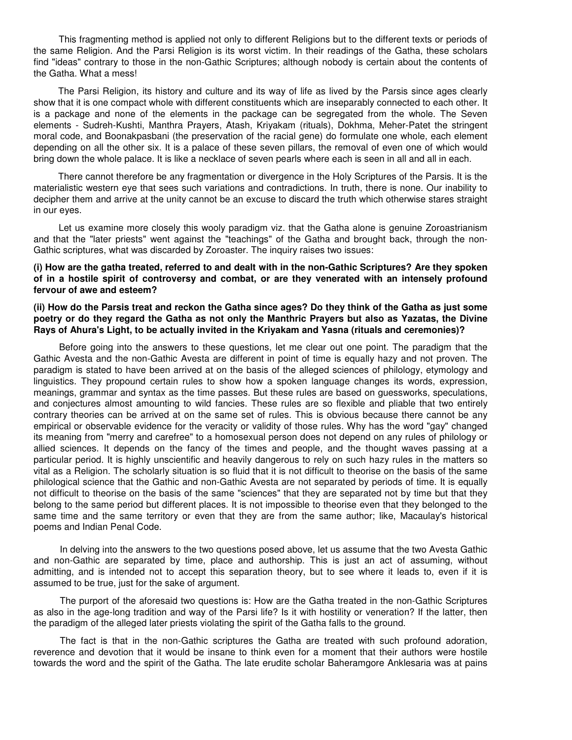This fragmenting method is applied not only to different Religions but to the different texts or periods of the same Religion. And the Parsi Religion is its worst victim. In their readings of the Gatha, these scholars find "ideas" contrary to those in the non-Gathic Scriptures; although nobody is certain about the contents of the Gatha. What a mess!

The Parsi Religion, its history and culture and its way of life as lived by the Parsis since ages clearly show that it is one compact whole with different constituents which are inseparably connected to each other. It is a package and none of the elements in the package can be segregated from the whole. The Seven elements - Sudreh-Kushti, Manthra Prayers, Atash, Kriyakam (rituals), Dokhma, Meher-Patet the stringent moral code, and Boonakpasbani (the preservation of the racial gene) do formulate one whole, each element depending on all the other six. It is a palace of these seven pillars, the removal of even one of which would bring down the whole palace. It is like a necklace of seven pearls where each is seen in all and all in each.

There cannot therefore be any fragmentation or divergence in the Holy Scriptures of the Parsis. It is the materialistic western eye that sees such variations and contradictions. In truth, there is none. Our inability to decipher them and arrive at the unity cannot be an excuse to discard the truth which otherwise stares straight in our eyes.

Let us examine more closely this wooly paradigm viz. that the Gatha alone is genuine Zoroastrianism and that the "later priests" went against the "teachings" of the Gatha and brought back, through the non-Gathic scriptures, what was discarded by Zoroaster. The inquiry raises two issues:

**(i) How are the gatha treated, referred to and dealt with in the non-Gathic Scriptures? Are they spoken of in a hostile spirit of controversy and combat, or are they venerated with an intensely profound fervour of awe and esteem?**

**(ii) How do the Parsis treat and reckon the Gatha since ages? Do they think of the Gatha as just some poetry or do they regard the Gatha as not only the Manthric Prayers but also as Yazatas, the Divine Rays of Ahura's Light, to be actually invited in the Kriyakam and Yasna (rituals and ceremonies)?**

Before going into the answers to these questions, let me clear out one point. The paradigm that the Gathic Avesta and the non-Gathic Avesta are different in point of time is equally hazy and not proven. The paradigm is stated to have been arrived at on the basis of the alleged sciences of philology, etymology and linguistics. They propound certain rules to show how a spoken language changes its words, expression, meanings, grammar and syntax as the time passes. But these rules are based on guessworks, speculations, and conjectures almost amounting to wild fancies. These rules are so flexible and pliable that two entirely contrary theories can be arrived at on the same set of rules. This is obvious because there cannot be any empirical or observable evidence for the veracity or validity of those rules. Why has the word "gay" changed its meaning from "merry and carefree" to a homosexual person does not depend on any rules of philology or allied sciences. It depends on the fancy of the times and people, and the thought waves passing at a particular period. It is highly unscientific and heavily dangerous to rely on such hazy rules in the matters so vital as a Religion. The scholarly situation is so fluid that it is not difficult to theorise on the basis of the same philological science that the Gathic and non-Gathic Avesta are not separated by periods of time. It is equally not difficult to theorise on the basis of the same "sciences" that they are separated not by time but that they belong to the same period but different places. It is not impossible to theorise even that they belonged to the same time and the same territory or even that they are from the same author; like, Macaulay's historical poems and Indian Penal Code.

In delving into the answers to the two questions posed above, let us assume that the two Avesta Gathic and non-Gathic are separated by time, place and authorship. This is just an act of assuming, without admitting, and is intended not to accept this separation theory, but to see where it leads to, even if it is assumed to be true, just for the sake of argument.

The purport of the aforesaid two questions is: How are the Gatha treated in the non-Gathic Scriptures as also in the age-long tradition and way of the Parsi life? Is it with hostility or veneration? If the latter, then the paradigm of the alleged later priests violating the spirit of the Gatha falls to the ground.

The fact is that in the non-Gathic scriptures the Gatha are treated with such profound adoration, reverence and devotion that it would be insane to think even for a moment that their authors were hostile towards the word and the spirit of the Gatha. The late erudite scholar Baheramgore Anklesaria was at pains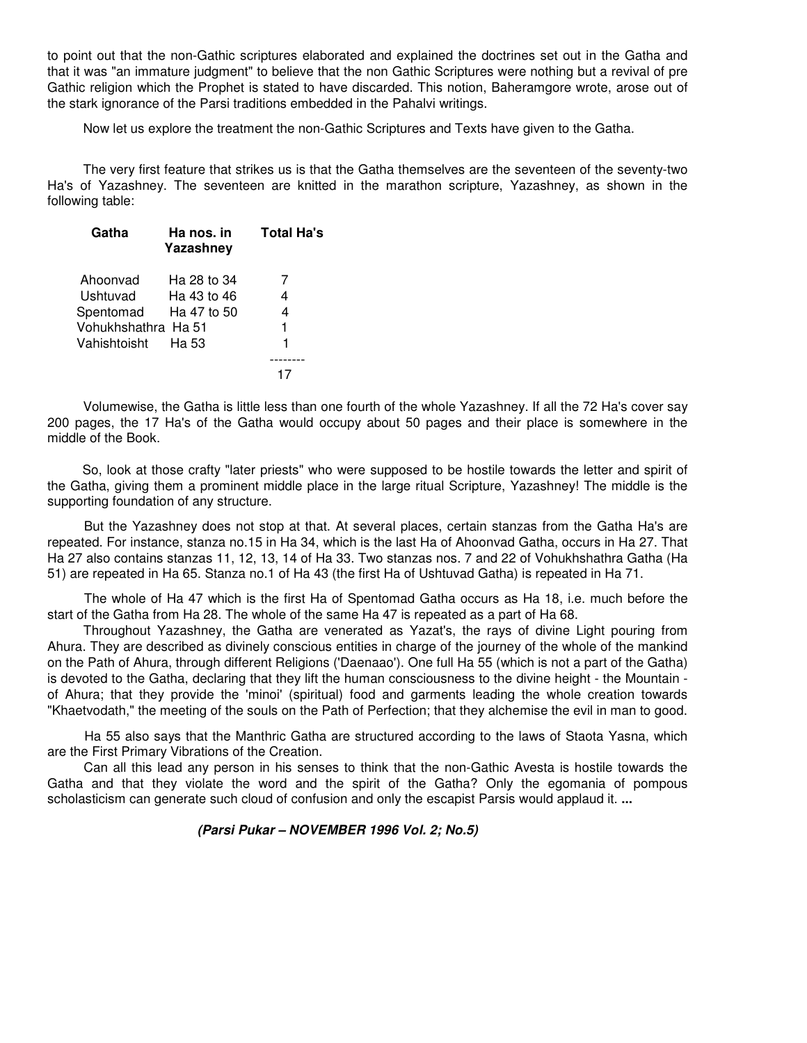to point out that the non-Gathic scriptures elaborated and explained the doctrines set out in the Gatha and that it was "an immature judgment" to believe that the non Gathic Scriptures were nothing but a revival of pre Gathic religion which the Prophet is stated to have discarded. This notion, Baheramgore wrote, arose out of the stark ignorance of the Parsi traditions embedded in the Pahalvi writings.

Now let us explore the treatment the non-Gathic Scriptures and Texts have given to the Gatha.

The very first feature that strikes us is that the Gatha themselves are the seventeen of the seventy-two Ha's of Yazashney. The seventeen are knitted in the marathon scripture, Yazashney, as shown in the following table:

| Gatha | Ha nos. in Yazashney | Total Ha's |
|---|---|---|
| Ahoonvad | Ha 28 to 34 | 7 |
| Ushtuvad | Ha 43 to 46 | 4 |
| Spentomad | Ha 47 to 50 | 4 |
| Vohukhshathra | Ha 51 | 1 |
| Vahishtoisht | Ha 53 | 1 |
| | | 17 |

Volumewise, the Gatha is little less than one fourth of the whole Yazashney. If all the 72 Ha's cover say 200 pages, the 17 Ha's of the Gatha would occupy about 50 pages and their place is somewhere in the middle of the Book.

So, look at those crafty "later priests" who were supposed to be hostile towards the letter and spirit of the Gatha, giving them a prominent middle place in the large ritual Scripture, Yazashney! The middle is the supporting foundation of any structure.

But the Yazashney does not stop at that. At several places, certain stanzas from the Gatha Ha's are repeated. For instance, stanza no.15 in Ha 34, which is the last Ha of Ahoonvad Gatha, occurs in Ha 27. That Ha 27 also contains stanzas 11, 12, 13, 14 of Ha 33. Two stanzas nos. 7 and 22 of Vohukhshathra Gatha (Ha 51) are repeated in Ha 65. Stanza no.1 of Ha 43 (the first Ha of Ushtuvad Gatha) is repeated in Ha 71.

The whole of Ha 47 which is the first Ha of Spentomad Gatha occurs as Ha 18, i.e. much before the start of the Gatha from Ha 28. The whole of the same Ha 47 is repeated as a part of Ha 68.

Throughout Yazashney, the Gatha are venerated as Yazat's, the rays of divine Light pouring from Ahura. They are described as divinely conscious entities in charge of the journey of the whole of the mankind on the Path of Ahura, through different Religions ('Daenaao'). One full Ha 55 (which is not a part of the Gatha) is devoted to the Gatha, declaring that they lift the human consciousness to the divine height - the Mountain - of Ahura; that they provide the 'minoi' (spiritual) food and garments leading the whole creation towards "Khaetvodath," the meeting of the souls on the Path of Perfection; that they alchemise the evil in man to good.

Ha 55 also says that the Manthric Gatha are structured according to the laws of Staota Yasna, which are the First Primary Vibrations of the Creation.

Can all this lead any person in his senses to think that the non-Gathic Avesta is hostile towards the Gatha and that they violate the word and the spirit of the Gatha? Only the egomania of pompous scholasticism can generate such cloud of confusion and only the escapist Parsis would applaud it. **...**

***(Parsi Pukar – NOVEMBER 1996 Vol. 2; No.5)***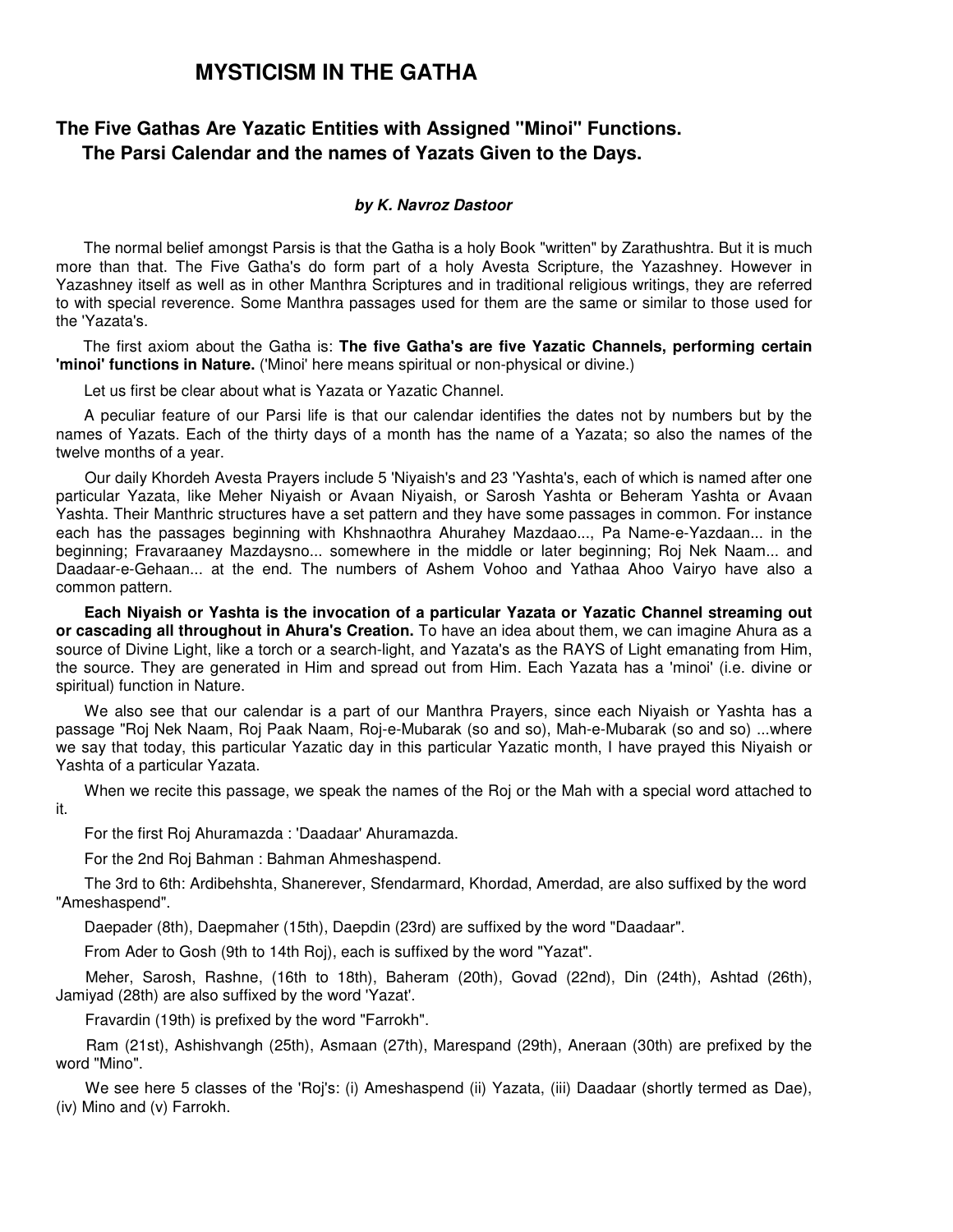# MYSTICISM IN THE GATHA

## The Five Gathas Are Yazatic Entities with Assigned "Minoi" Functions. The Parsi Calendar and the names of Yazats Given to the Days.

***by K. Navroz Dastoor***

The normal belief amongst Parsis is that the Gatha is a holy Book "written" by Zarathushtra. But it is much more than that. The Five Gatha's do form part of a holy Avesta Scripture, the Yazashney. However in Yazashney itself as well as in other Manthra Scriptures and in traditional religious writings, they are referred to with special reverence. Some Manthra passages used for them are the same or similar to those used for the 'Yazata's.

The first axiom about the Gatha is: **The five Gatha's are five Yazatic Channels, performing certain 'minoi' functions in Nature.** ('Minoi' here means spiritual or non-physical or divine.)

Let us first be clear about what is Yazata or Yazatic Channel.

A peculiar feature of our Parsi life is that our calendar identifies the dates not by numbers but by the names of Yazats. Each of the thirty days of a month has the name of a Yazata; so also the names of the twelve months of a year.

Our daily Khordeh Avesta Prayers include 5 'Niyaish's and 23 'Yashta's, each of which is named after one particular Yazata, like Meher Niyaish or Avaan Niyaish, or Sarosh Yashta or Beheram Yashta or Avaan Yashta. Their Manthric structures have a set pattern and they have some passages in common. For instance each has the passages beginning with Khshnaothra Ahurahey Mazdaao..., Pa Name-e-Yazdaan... in the beginning; Fravaraaney Mazdaysno... somewhere in the middle or later beginning; Roj Nek Naam... and Daadaar-e-Gehaan... at the end. The numbers of Ashem Vohoo and Yathaa Ahoo Vairyo have also a common pattern.

**Each Niyaish or Yashta is the invocation of a particular Yazata or Yazatic Channel streaming out or cascading all throughout in Ahura's Creation.** To have an idea about them, we can imagine Ahura as a source of Divine Light, like a torch or a search-light, and Yazata's as the RAYS of Light emanating from Him, the source. They are generated in Him and spread out from Him. Each Yazata has a 'minoi' (i.e. divine or spiritual) function in Nature.

We also see that our calendar is a part of our Manthra Prayers, since each Niyaish or Yashta has a passage "Roj Nek Naam, Roj Paak Naam, Roj-e-Mubarak (so and so), Mah-e-Mubarak (so and so) ...where we say that today, this particular Yazatic day in this particular Yazatic month, I have prayed this Niyaish or Yashta of a particular Yazata.

When we recite this passage, we speak the names of the Roj or the Mah with a special word attached to it.

For the first Roj Ahuramazda : 'Daadaar' Ahuramazda.

For the 2nd Roj Bahman : Bahman Ahmeshaspend.

The 3rd to 6th: Ardibehshta, Shanerever, Sfendarmard, Khordad, Amerdad, are also suffixed by the word "Ameshaspend".

Daepader (8th), Daepmaher (15th), Daepdin (23rd) are suffixed by the word "Daadaar".

From Ader to Gosh (9th to 14th Roj), each is suffixed by the word "Yazat".

Meher, Sarosh, Rashne, (16th to 18th), Baheram (20th), Govad (22nd), Din (24th), Ashtad (26th), Jamiyad (28th) are also suffixed by the word 'Yazat'.

Fravardin (19th) is prefixed by the word "Farrokh".

Ram (21st), Ashishvangh (25th), Asmaan (27th), Marespand (29th), Aneraan (30th) are prefixed by the word "Mino".

We see here 5 classes of the 'Roj's: (i) Ameshaspend (ii) Yazata, (iii) Daadaar (shortly termed as Dae), (iv) Mino and (v) Farrokh.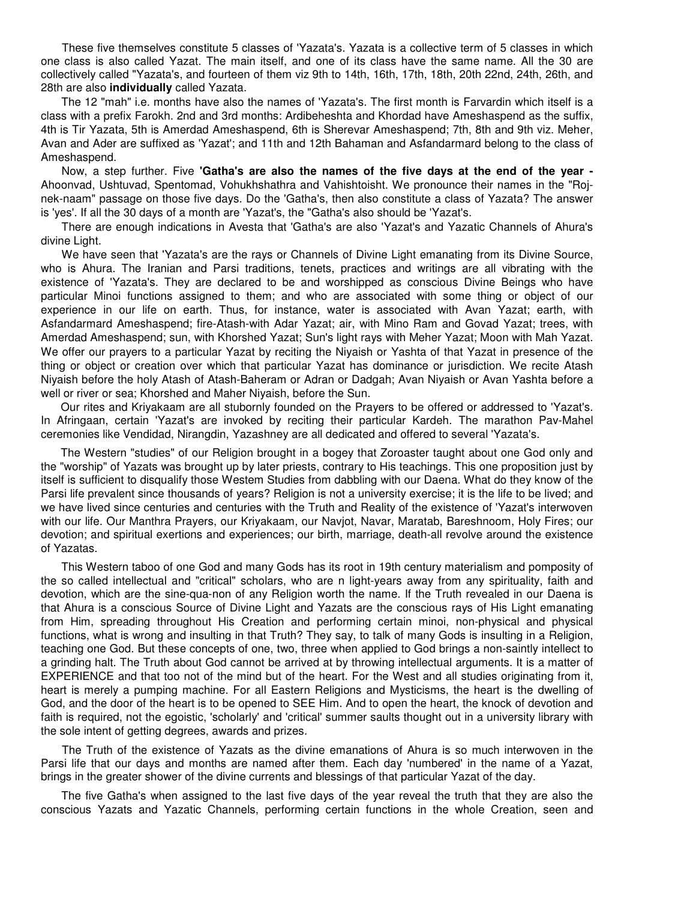These five themselves constitute 5 classes of 'Yazata's. Yazata is a collective term of 5 classes in which one class is also called Yazat. The main itself, and one of its class have the same name. All the 30 are collectively called "Yazata's, and fourteen of them viz 9th to 14th, 16th, 17th, 18th, 20th 22nd, 24th, 26th, and 28th are also **individually** called Yazata.

The 12 "mah" i.e. months have also the names of 'Yazata's. The first month is Farvardin which itself is a class with a prefix Farokh. 2nd and 3rd months: Ardibeheshta and Khordad have Ameshaspend as the suffix, 4th is Tir Yazata, 5th is Amerdad Ameshaspend, 6th is Sherevar Ameshaspend; 7th, 8th and 9th viz. Meher, Avan and Ader are suffixed as 'Yazat'; and 11th and 12th Bahaman and Asfandarmard belong to the class of Ameshaspend.

Now, a step further. Five **'Gatha's are also the names of the five days at the end of the year -** Ahoonvad, Ushtuvad, Spentomad, Vohukhshathra and Vahishtoisht. We pronounce their names in the "Roj-nek-naam" passage on those five days. Do the 'Gatha's, then also constitute a class of Yazata? The answer is 'yes'. If all the 30 days of a month are 'Yazat's, the "Gatha's also should be 'Yazat's.

There are enough indications in Avesta that 'Gatha's are also 'Yazat's and Yazatic Channels of Ahura's divine Light.

We have seen that 'Yazata's are the rays or Channels of Divine Light emanating from its Divine Source, who is Ahura. The Iranian and Parsi traditions, tenets, practices and writings are all vibrating with the existence of 'Yazata's. They are declared to be and worshipped as conscious Divine Beings who have particular Minoi functions assigned to them; and who are associated with some thing or object of our experience in our life on earth. Thus, for instance, water is associated with Avan Yazat; earth, with Asfandarmard Ameshaspend; fire-Atash-with Adar Yazat; air, with Mino Ram and Govad Yazat; trees, with Amerdad Ameshaspend; sun, with Khorshed Yazat; Sun's light rays with Meher Yazat; Moon with Mah Yazat. We offer our prayers to a particular Yazat by reciting the Niyaish or Yashta of that Yazat in presence of the thing or object or creation over which that particular Yazat has dominance or jurisdiction. We recite Atash Niyaish before the holy Atash of Atash-Baheram or Adran or Dadgah; Avan Niyaish or Avan Yashta before a well or river or sea; Khorshed and Maher Niyaish, before the Sun.

Our rites and Kriyakaam are all stubornly founded on the Prayers to be offered or addressed to 'Yazat's. In Afringaan, certain 'Yazat's are invoked by reciting their particular Kardeh. The marathon Pav-Mahel ceremonies like Vendidad, Nirangdin, Yazashney are all dedicated and offered to several 'Yazata's.

The Western "studies" of our Religion brought in a bogey that Zoroaster taught about one God only and the "worship" of Yazats was brought up by later priests, contrary to His teachings. This one proposition just by itself is sufficient to disqualify those Westem Studies from dabbling with our Daena. What do they know of the Parsi life prevalent since thousands of years? Religion is not a university exercise; it is the life to be lived; and we have lived since centuries and centuries with the Truth and Reality of the existence of 'Yazat's interwoven with our life. Our Manthra Prayers, our Kriyakaam, our Navjot, Navar, Maratab, Bareshnoom, Holy Fires; our devotion; and spiritual exertions and experiences; our birth, marriage, death-all revolve around the existence of Yazatas.

This Western taboo of one God and many Gods has its root in 19th century materialism and pomposity of the so called intellectual and "critical" scholars, who are n light-years away from any spirituality, faith and devotion, which are the sine-qua-non of any Religion worth the name. If the Truth revealed in our Daena is that Ahura is a conscious Source of Divine Light and Yazats are the conscious rays of His Light emanating from Him, spreading throughout His Creation and performing certain minoi, non-physical and physical functions, what is wrong and insulting in that Truth? They say, to talk of many Gods is insulting in a Religion, teaching one God. But these concepts of one, two, three when applied to God brings a non-saintly intellect to a grinding halt. The Truth about God cannot be arrived at by throwing intellectual arguments. It is a matter of EXPERIENCE and that too not of the mind but of the heart. For the West and all studies originating from it, heart is merely a pumping machine. For all Eastern Religions and Mysticisms, the heart is the dwelling of God, and the door of the heart is to be opened to SEE Him. And to open the heart, the knock of devotion and faith is required, not the egoistic, 'scholarly' and 'critical' summer saults thought out in a university library with the sole intent of getting degrees, awards and prizes.

The Truth of the existence of Yazats as the divine emanations of Ahura is so much interwoven in the Parsi life that our days and months are named after them. Each day 'numbered' in the name of a Yazat, brings in the greater shower of the divine currents and blessings of that particular Yazat of the day.

The five Gatha's when assigned to the last five days of the year reveal the truth that they are also the conscious Yazats and Yazatic Channels, performing certain functions in the whole Creation, seen and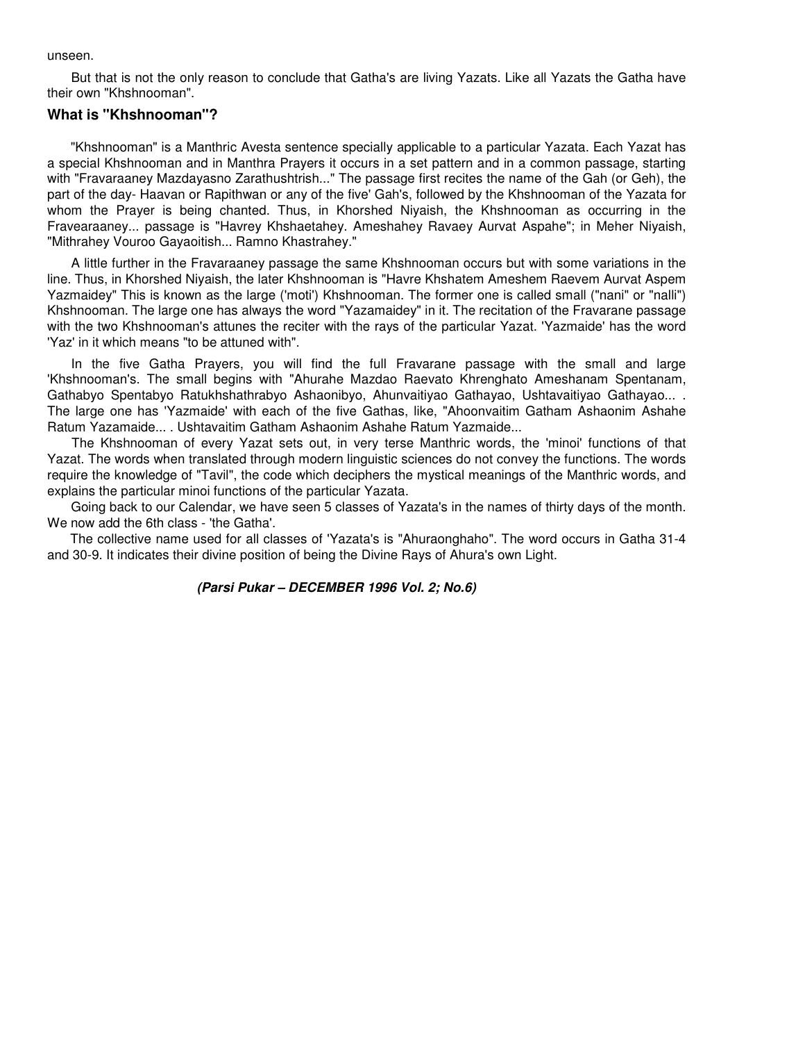unseen.

But that is not the only reason to conclude that Gatha's are living Yazats. Like all Yazats the Gatha have their own "Khshnooman".

### What is "Khshnooman"?

"Khshnooman" is a Manthric Avesta sentence specially applicable to a particular Yazata. Each Yazat has a special Khshnooman and in Manthra Prayers it occurs in a set pattern and in a common passage, starting with "Fravaraaney Mazdayasno Zarathushtrish..." The passage first recites the name of the Gah (or Geh), the part of the day- Haavan or Rapithwan or any of the five' Gah's, followed by the Khshnooman of the Yazata for whom the Prayer is being chanted. Thus, in Khorshed Niyaish, the Khshnooman as occurring in the Fravearaaney... passage is "Havrey Khshaetahey. Ameshahey Ravaey Aurvat Aspahe"; in Meher Niyaish, "Mithrahey Vouroo Gayaoitish... Ramno Khastrahey."

A little further in the Fravaraaney passage the same Khshnooman occurs but with some variations in the line. Thus, in Khorshed Niyaish, the later Khshnooman is "Havre Khshatem Ameshem Raevem Aurvat Aspem Yazmaidey" This is known as the large ('moti') Khshnooman. The former one is called small ("nani" or "nalli") Khshnooman. The large one has always the word "Yazamaidey" in it. The recitation of the Fravarane passage with the two Khshnooman's attunes the reciter with the rays of the particular Yazat. 'Yazmaide' has the word 'Yaz' in it which means "to be attuned with".

In the five Gatha Prayers, you will find the full Fravarane passage with the small and large 'Khshnooman's. The small begins with "Ahurahe Mazdao Raevato Khrenghato Ameshanam Spentanam, Gathabyo Spentabyo Ratukhshathrabyo Ashaonibyo, Ahunvaitiyao Gathayao, Ushtavaitiyao Gathayao... . The large one has 'Yazmaide' with each of the five Gathas, like, "Ahoonvaitim Gatham Ashaonim Ashahe Ratum Yazamaide... . Ushtavaitim Gatham Ashaonim Ashahe Ratum Yazmaide...

The Khshnooman of every Yazat sets out, in very terse Manthric words, the 'minoi' functions of that Yazat. The words when translated through modern linguistic sciences do not convey the functions. The words require the knowledge of "Tavil", the code which deciphers the mystical meanings of the Manthric words, and explains the particular minoi functions of the particular Yazata.

Going back to our Calendar, we have seen 5 classes of Yazata's in the names of thirty days of the month. We now add the 6th class - 'the Gatha'.

The collective name used for all classes of 'Yazata's is "Ahuraonghaho". The word occurs in Gatha 31-4 and 30-9. It indicates their divine position of being the Divine Rays of Ahura's own Light.

***(Parsi Pukar – DECEMBER 1996 Vol. 2; No.6)***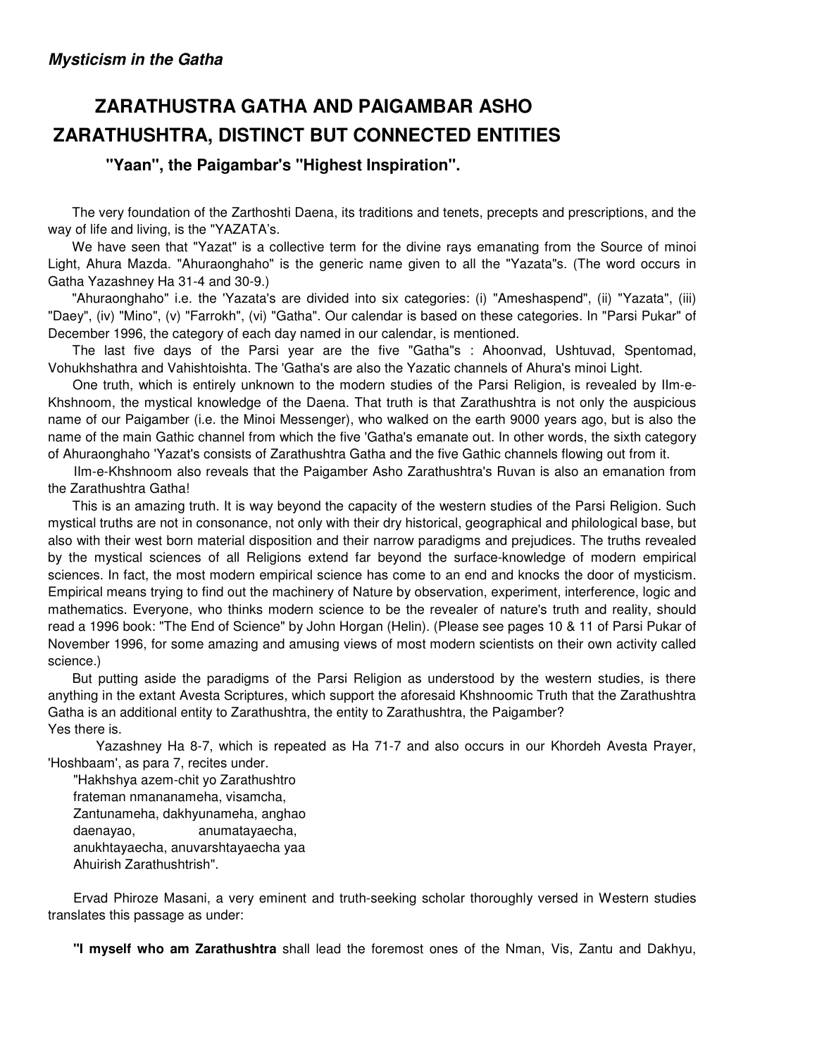*Mysticism in the Gatha*

# ZARATHUSTRA GATHA AND PAIGAMBAR ASHO ZARATHUSHTRA, DISTINCT BUT CONNECTED ENTITIES

### "Yaan", the Paigambar's "Highest Inspiration".

The very foundation of the Zarthoshti Daena, its traditions and tenets, precepts and prescriptions, and the way of life and living, is the "YAZATA's.

We have seen that "Yazat" is a collective term for the divine rays emanating from the Source of minoi Light, Ahura Mazda. "Ahuraonghaho" is the generic name given to all the "Yazata"s. (The word occurs in Gatha Yazashney Ha 31-4 and 30-9.)

"Ahuraonghaho" i.e. the 'Yazata's are divided into six categories: (i) "Ameshaspend", (ii) "Yazata", (iii) "Daey", (iv) "Mino", (v) "Farrokh", (vi) "Gatha". Our calendar is based on these categories. In "Parsi Pukar" of December 1996, the category of each day named in our calendar, is mentioned.

The last five days of the Parsi year are the five "Gatha"s : Ahoonvad, Ushtuvad, Spentomad, Vohukhshathra and Vahishtoishta. The 'Gatha's are also the Yazatic channels of Ahura's minoi Light.

One truth, which is entirely unknown to the modern studies of the Parsi Religion, is revealed by Ilm-e-Khshnoom, the mystical knowledge of the Daena. That truth is that Zarathushtra is not only the auspicious name of our Paigamber (i.e. the Minoi Messenger), who walked on the earth 9000 years ago, but is also the name of the main Gathic channel from which the five 'Gatha's emanate out. In other words, the sixth category of Ahuraonghaho 'Yazat's consists of Zarathushtra Gatha and the five Gathic channels flowing out from it.

Ilm-e-Khshnoom also reveals that the Paigamber Asho Zarathushtra's Ruvan is also an emanation from the Zarathushtra Gatha!

This is an amazing truth. It is way beyond the capacity of the western studies of the Parsi Religion. Such mystical truths are not in consonance, not only with their dry historical, geographical and philological base, but also with their west born material disposition and their narrow paradigms and prejudices. The truths revealed by the mystical sciences of all Religions extend far beyond the surface-knowledge of modern empirical sciences. In fact, the most modern empirical science has come to an end and knocks the door of mysticism. Empirical means trying to find out the machinery of Nature by observation, experiment, interference, logic and mathematics. Everyone, who thinks modern science to be the revealer of nature's truth and reality, should read a 1996 book: "The End of Science" by John Horgan (Helin). (Please see pages 10 & 11 of Parsi Pukar of November 1996, for some amazing and amusing views of most modern scientists on their own activity called science.)

But putting aside the paradigms of the Parsi Religion as understood by the western studies, is there anything in the extant Avesta Scriptures, which support the aforesaid Khshnoomic Truth that the Zarathushtra Gatha is an additional entity to Zarathushtra, the entity to Zarathushtra, the Paigamber?
Yes there is.

Yazashney Ha 8-7, which is repeated as Ha 71-7 and also occurs in our Khordeh Avesta Prayer, 'Hoshbaam', as para 7, recites under.

"Hakhshya azem-chit yo Zarathushtro
frateman nmananameha, visamcha,
Zantunameha, dakhyunameha, anghao
daenayao, anumatayaecha,
anukhtayaecha, anuvarshtayaecha yaa
Ahuirish Zarathushtrish".

Ervad Phiroze Masani, a very eminent and truth-seeking scholar thoroughly versed in Western studies translates this passage as under:

**"I myself who am Zarathushtra** shall lead the foremost ones of the Nman, Vis, Zantu and Dakhyu,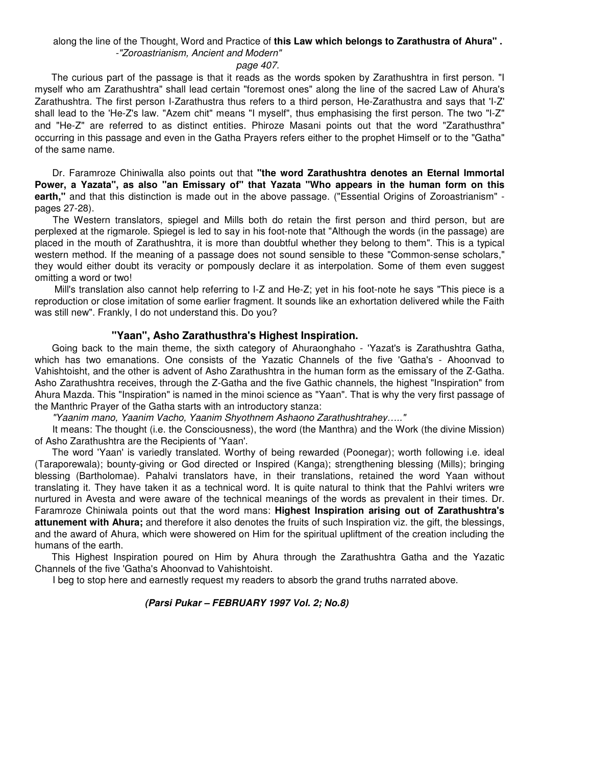along the line of the Thought, Word and Practice of **this Law which belongs to Zarathustra of Ahura"** .

-*"Zoroastrianism, Ancient and Modern"*

*page 407.*

The curious part of the passage is that it reads as the words spoken by Zarathushtra in first person. "I myself who am Zarathushtra" shall lead certain "foremost ones" along the line of the sacred Law of Ahura's Zarathushtra. The first person I-Zarathustra thus refers to a third person, He-Zarathustra and says that 'I-Z' shall lead to the 'He-Z's law. "Azem chit" means "I myself", thus emphasising the first person. The two "I-Z" and "He-Z" are referred to as distinct entities. Phiroze Masani points out that the word "Zarathusthra" occurring in this passage and even in the Gatha Prayers refers either to the prophet Himself or to the "Gatha" of the same name.

Dr. Faramroze Chiniwalla also points out that **"the word Zarathushtra denotes an Eternal Immortal Power, a Yazata", as also "an Emissary of" that Yazata "Who appears in the human form on this earth,"** and that this distinction is made out in the above passage. ("Essential Origins of Zoroastrianism" - pages 27-28).

The Western translators, spiegel and Mills both do retain the first person and third person, but are perplexed at the rigmarole. Spiegel is led to say in his foot-note that "Although the words (in the passage) are placed in the mouth of Zarathushtra, it is more than doubtful whether they belong to them". This is a typical western method. If the meaning of a passage does not sound sensible to these "Common-sense scholars," they would either doubt its veracity or pompously declare it as interpolation. Some of them even suggest omitting a word or two!

Mill's translation also cannot help referring to I-Z and He-Z; yet in his foot-note he says "This piece is a reproduction or close imitation of some earlier fragment. It sounds like an exhortation delivered while the Faith was still new". Frankly, I do not understand this. Do you?

## "Yaan", Asho Zarathusthra's Highest Inspiration.

Going back to the main theme, the sixth category of Ahuraonghaho - 'Yazat's is Zarathushtra Gatha, which has two emanations. One consists of the Yazatic Channels of the five 'Gatha's - Ahoonvad to Vahishtoisht, and the other is advent of Asho Zarathushtra in the human form as the emissary of the Z-Gatha. Asho Zarathushtra receives, through the Z-Gatha and the five Gathic channels, the highest "Inspiration" from Ahura Mazda. This "Inspiration" is named in the minoi science as "Yaan". That is why the very first passage of the Manthric Prayer of the Gatha starts with an introductory stanza:

*"Yaanim mano, Yaanim Vacho, Yaanim Shyothnem Ashaono Zarathushtrahey….."*

It means: The thought (i.e. the Consciousness), the word (the Manthra) and the Work (the divine Mission) of Asho Zarathushtra are the Recipients of 'Yaan'.

The word 'Yaan' is variedly translated. Worthy of being rewarded (Poonegar); worth following i.e. ideal (Taraporewala); bounty-giving or God directed or Inspired (Kanga); strengthening blessing (Mills); bringing blessing (Bartholomae). Pahalvi translators have, in their translations, retained the word Yaan without translating it. They have taken it as a technical word. It is quite natural to think that the Pahlvi writers wre nurtured in Avesta and were aware of the technical meanings of the words as prevalent in their times. Dr. Faramroze Chiniwala points out that the word mans: **Highest Inspiration arising out of Zarathushtra's attunement with Ahura;** and therefore it also denotes the fruits of such Inspiration viz. the gift, the blessings, and the award of Ahura, which were showered on Him for the spiritual upliftment of the creation including the humans of the earth.

This Highest Inspiration poured on Him by Ahura through the Zarathushtra Gatha and the Yazatic Channels of the five 'Gatha's Ahoonvad to Vahishtoisht.

I beg to stop here and earnestly request my readers to absorb the grand truths narrated above.

***(Parsi Pukar – FEBRUARY 1997 Vol. 2; No.8)***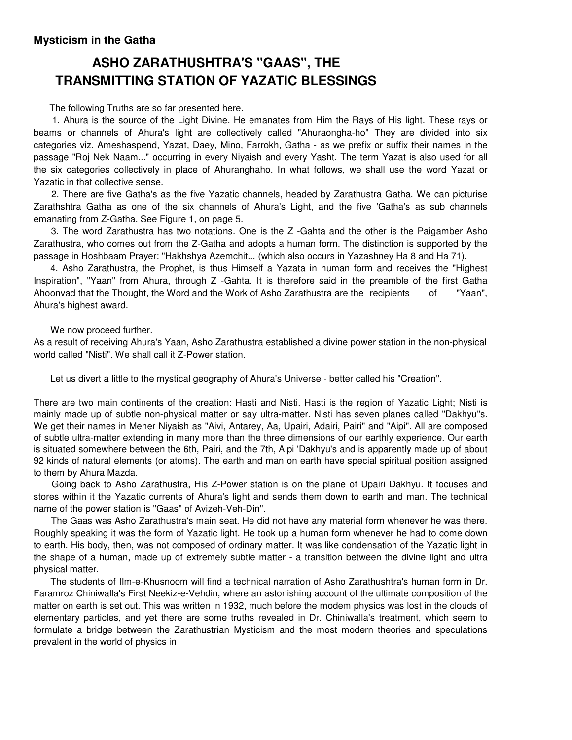**Mysticism in the Gatha**

# ASHO ZARATHUSHTRA'S "GAAS", THE TRANSMITTING STATION OF YAZATIC BLESSINGS

The following Truths are so far presented here.

1. Ahura is the source of the Light Divine. He emanates from Him the Rays of His light. These rays or beams or channels of Ahura's light are collectively called "Ahuraongha-ho" They are divided into six categories viz. Ameshaspend, Yazat, Daey, Mino, Farrokh, Gatha - as we prefix or suffix their names in the passage "Roj Nek Naam..." occurring in every Niyaish and every Yasht. The term Yazat is also used for all the six categories collectively in place of Ahuranghaho. In what follows, we shall use the word Yazat or Yazatic in that collective sense.

2. There are five Gatha's as the five Yazatic channels, headed by Zarathustra Gatha. We can picturise Zarathshtra Gatha as one of the six channels of Ahura's Light, and the five 'Gatha's as sub channels emanating from Z-Gatha. See Figure 1, on page 5.

3. The word Zarathustra has two notations. One is the Z -Gahta and the other is the Paigamber Asho Zarathustra, who comes out from the Z-Gatha and adopts a human form. The distinction is supported by the passage in Hoshbaam Prayer: "Hakhshya Azemchit... (which also occurs in Yazashney Ha 8 and Ha 71).

4. Asho Zarathustra, the Prophet, is thus Himself a Yazata in human form and receives the "Highest Inspiration", "Yaan" from Ahura, through Z -Gahta. It is therefore said in the preamble of the first Gatha Ahoonvad that the Thought, the Word and the Work of Asho Zarathustra are the recipients of "Yaan", Ahura's highest award.

We now proceed further.

As a result of receiving Ahura's Yaan, Asho Zarathustra established a divine power station in the non-physical world called "Nisti". We shall call it Z-Power station.

Let us divert a little to the mystical geography of Ahura's Universe - better called his "Creation".

There are two main continents of the creation: Hasti and Nisti. Hasti is the region of Yazatic Light; Nisti is mainly made up of subtle non-physical matter or say ultra-matter. Nisti has seven planes called "Dakhyu"s. We get their names in Meher Niyaish as "Aivi, Antarey, Aa, Upairi, Adairi, Pairi" and "Aipi". All are composed of subtle ultra-matter extending in many more than the three dimensions of our earthly experience. Our earth is situated somewhere between the 6th, Pairi, and the 7th, Aipi 'Dakhyu's and is apparently made up of about 92 kinds of natural elements (or atoms). The earth and man on earth have special spiritual position assigned to them by Ahura Mazda.

Going back to Asho Zarathustra, His Z-Power station is on the plane of Upairi Dakhyu. It focuses and stores within it the Yazatic currents of Ahura's light and sends them down to earth and man. The technical name of the power station is "Gaas" of Avizeh-Veh-Din".

The Gaas was Asho Zarathustra's main seat. He did not have any material form whenever he was there. Roughly speaking it was the form of Yazatic light. He took up a human form whenever he had to come down to earth. His body, then, was not composed of ordinary matter. It was like condensation of the Yazatic light in the shape of a human, made up of extremely subtle matter - a transition between the divine light and ultra physical matter.

The students of Ilm-e-Khusnoom will find a technical narration of Asho Zarathushtra's human form in Dr. Faramroz Chiniwalla's First Neekiz-e-Vehdin, where an astonishing account of the ultimate composition of the matter on earth is set out. This was written in 1932, much before the modem physics was lost in the clouds of elementary particles, and yet there are some truths revealed in Dr. Chiniwalla's treatment, which seem to formulate a bridge between the Zarathustrian Mysticism and the most modern theories and speculations prevalent in the world of physics in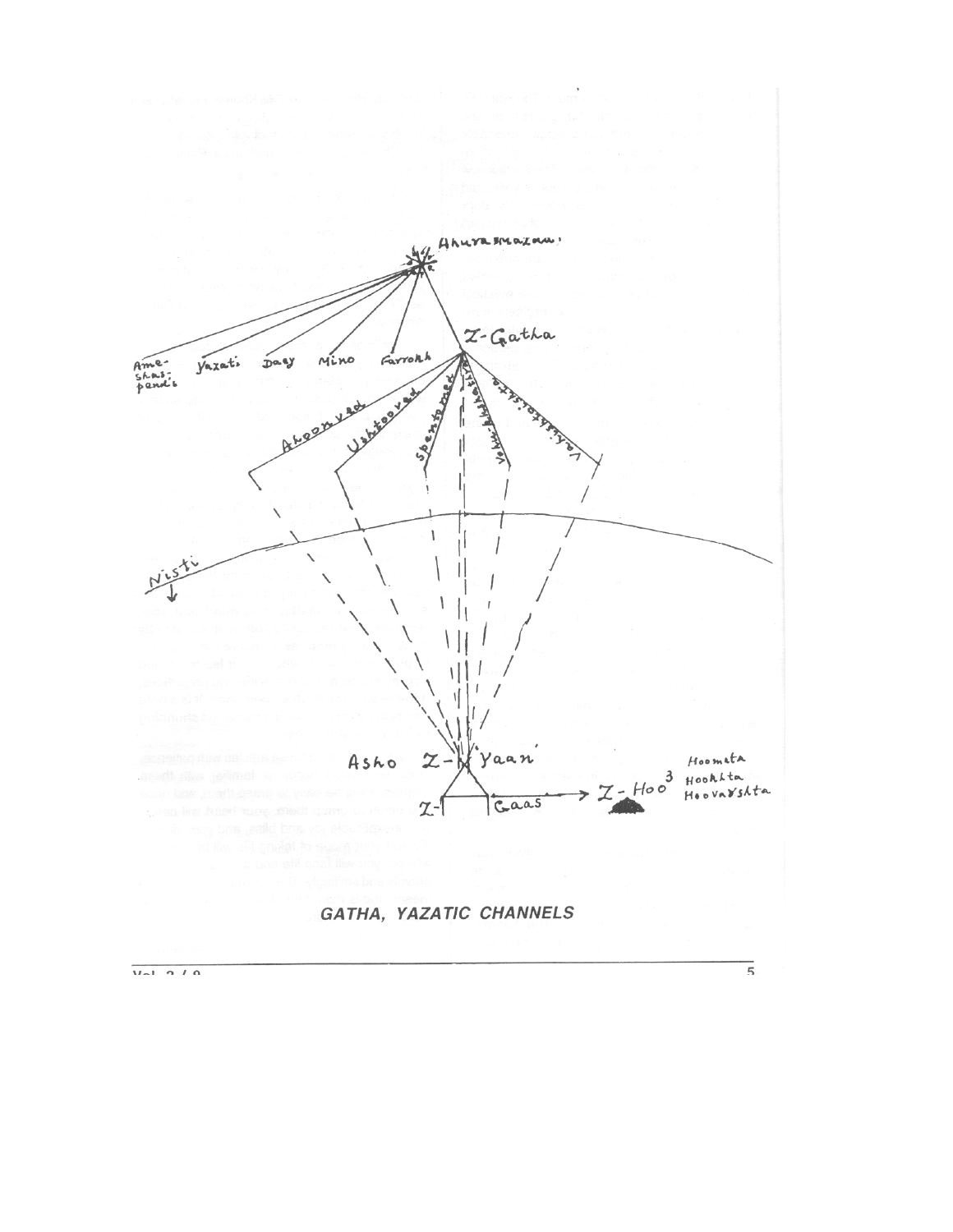GATHA, YAZATIC CHANNELS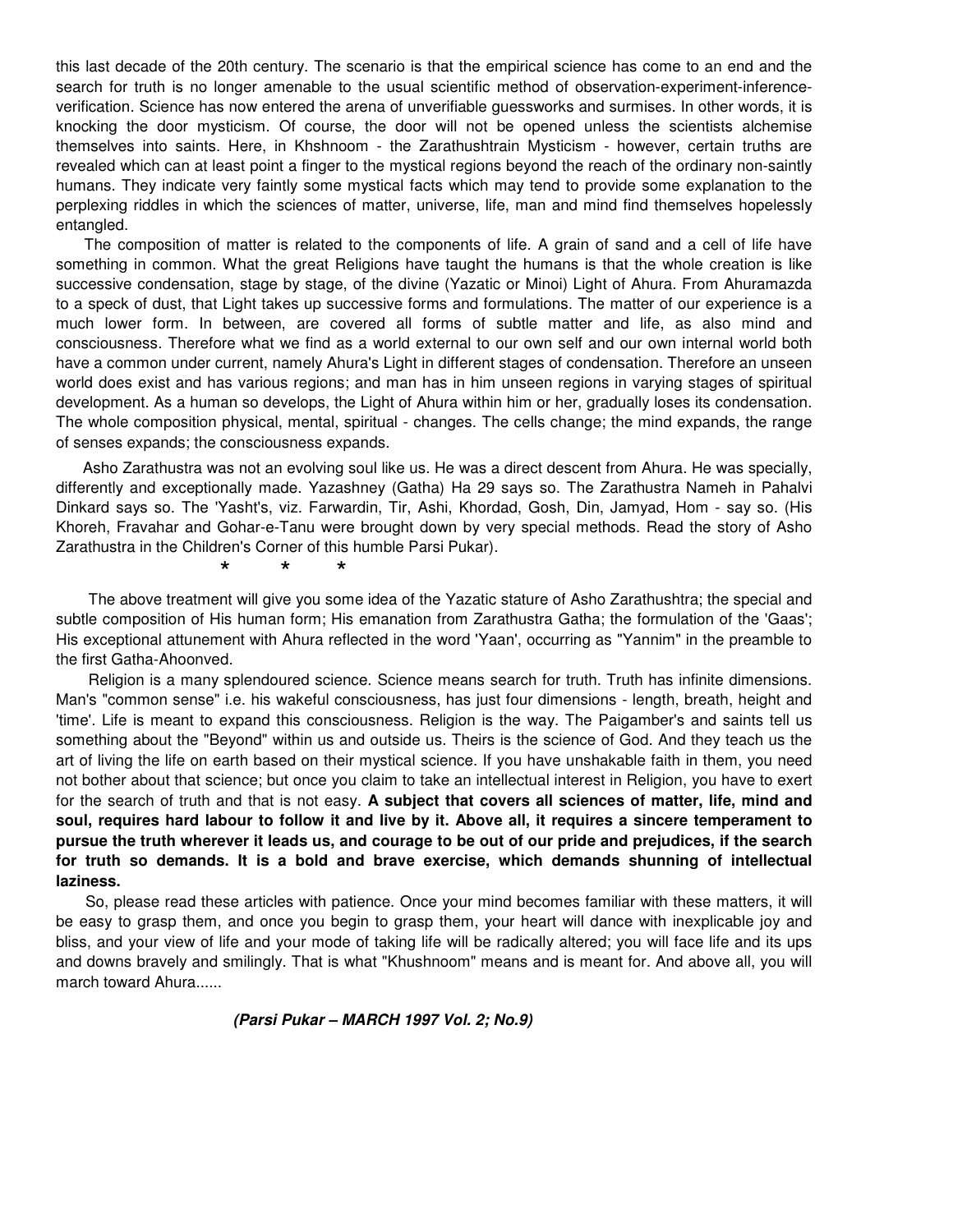this last decade of the 20th century. The scenario is that the empirical science has come to an end and the search for truth is no longer amenable to the usual scientific method of observation-experiment-inference-verification. Science has now entered the arena of unverifiable guessworks and surmises. In other words, it is knocking the door mysticism. Of course, the door will not be opened unless the scientists alchemise themselves into saints. Here, in Khshnoom - the Zarathushtrain Mysticism - however, certain truths are revealed which can at least point a finger to the mystical regions beyond the reach of the ordinary non-saintly humans. They indicate very faintly some mystical facts which may tend to provide some explanation to the perplexing riddles in which the sciences of matter, universe, life, man and mind find themselves hopelessly entangled.

The composition of matter is related to the components of life. A grain of sand and a cell of life have something in common. What the great Religions have taught the humans is that the whole creation is like successive condensation, stage by stage, of the divine (Yazatic or Minoi) Light of Ahura. From Ahuramazda to a speck of dust, that Light takes up successive forms and formulations. The matter of our experience is a much lower form. In between, are covered all forms of subtle matter and life, as also mind and consciousness. Therefore what we find as a world external to our own self and our own internal world both have a common under current, namely Ahura's Light in different stages of condensation. Therefore an unseen world does exist and has various regions; and man has in him unseen regions in varying stages of spiritual development. As a human so develops, the Light of Ahura within him or her, gradually loses its condensation. The whole composition physical, mental, spiritual - changes. The cells change; the mind expands, the range of senses expands; the consciousness expands.

Asho Zarathustra was not an evolving soul like us. He was a direct descent from Ahura. He was specially, differently and exceptionally made. Yazashney (Gatha) Ha 29 says so. The Zarathustra Nameh in Pahalvi Dinkard says so. The 'Yasht's, viz. Farwardin, Tir, Ashi, Khordad, Gosh, Din, Jamyad, Hom - say so. (His Khoreh, Fravahar and Gohar-e-Tanu were brought down by very special methods. Read the story of Asho Zarathustra in the Children's Corner of this humble Parsi Pukar).

\* \* \*

The above treatment will give you some idea of the Yazatic stature of Asho Zarathushtra; the special and subtle composition of His human form; His emanation from Zarathustra Gatha; the formulation of the 'Gaas'; His exceptional attunement with Ahura reflected in the word 'Yaan', occurring as "Yannim" in the preamble to the first Gatha-Ahoonved.

Religion is a many splendoured science. Science means search for truth. Truth has infinite dimensions. Man's "common sense" i.e. his wakeful consciousness, has just four dimensions - length, breath, height and 'time'. Life is meant to expand this consciousness. Religion is the way. The Paigamber's and saints tell us something about the "Beyond" within us and outside us. Theirs is the science of God. And they teach us the art of living the life on earth based on their mystical science. If you have unshakable faith in them, you need not bother about that science; but once you claim to take an intellectual interest in Religion, you have to exert for the search of truth and that is not easy. **A subject that covers all sciences of matter, life, mind and soul, requires hard labour to follow it and live by it. Above all, it requires a sincere temperament to pursue the truth wherever it leads us, and courage to be out of our pride and prejudices, if the search for truth so demands. It is a bold and brave exercise, which demands shunning of intellectual laziness.**

So, please read these articles with patience. Once your mind becomes familiar with these matters, it will be easy to grasp them, and once you begin to grasp them, your heart will dance with inexplicable joy and bliss, and your view of life and your mode of taking life will be radically altered; you will face life and its ups and downs bravely and smilingly. That is what "Khushnoom" means and is meant for. And above all, you will march toward Ahura......

***(Parsi Pukar – MARCH 1997 Vol. 2; No.9)***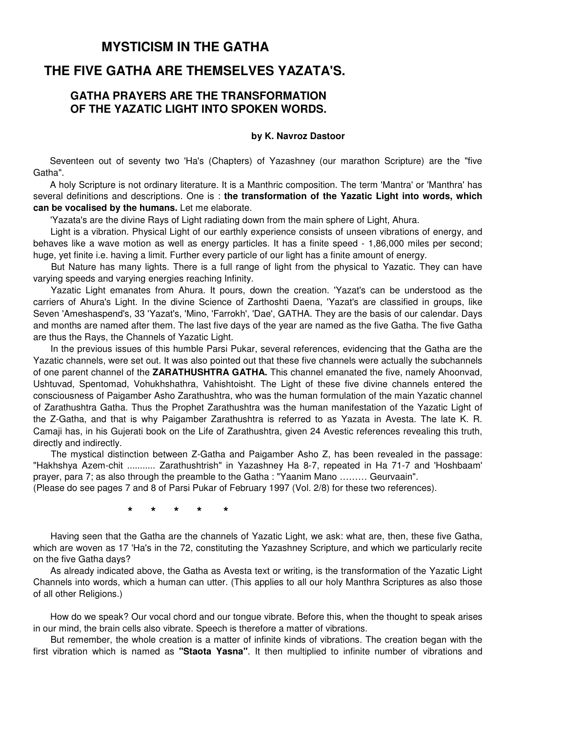# MYSTICISM IN THE GATHA

## THE FIVE GATHA ARE THEMSELVES YAZATA'S.

### GATHA PRAYERS ARE THE TRANSFORMATION OF THE YAZATIC LIGHT INTO SPOKEN WORDS.

**by K. Navroz Dastoor**

Seventeen out of seventy two 'Ha's (Chapters) of Yazashney (our marathon Scripture) are the "five Gatha".

A holy Scripture is not ordinary literature. It is a Manthric composition. The term 'Mantra' or 'Manthra' has several definitions and descriptions. One is : **the transformation of the Yazatic Light into words, which can be vocalised by the humans.** Let me elaborate.

'Yazata's are the divine Rays of Light radiating down from the main sphere of Light, Ahura.

Light is a vibration. Physical Light of our earthly experience consists of unseen vibrations of energy, and behaves like a wave motion as well as energy particles. It has a finite speed - 1,86,000 miles per second; huge, yet finite i.e. having a limit. Further every particle of our light has a finite amount of energy.

But Nature has many lights. There is a full range of light from the physical to Yazatic. They can have varying speeds and varying energies reaching Infinity.

Yazatic Light emanates from Ahura. It pours, down the creation. 'Yazat's can be understood as the carriers of Ahura's Light. In the divine Science of Zarthoshti Daena, 'Yazat's are classified in groups, like Seven 'Ameshaspend's, 33 'Yazat's, 'Mino, 'Farrokh', 'Dae', GATHA. They are the basis of our calendar. Days and months are named after them. The last five days of the year are named as the five Gatha. The five Gatha are thus the Rays, the Channels of Yazatic Light.

In the previous issues of this humble Parsi Pukar, several references, evidencing that the Gatha are the Yazatic channels, were set out. It was also pointed out that these five channels were actually the subchannels of one parent channel of the **ZARATHUSHTRA GATHA.** This channel emanated the five, namely Ahoonvad, Ushtuvad, Spentomad, Vohukhshathra, Vahishtoisht. The Light of these five divine channels entered the consciousness of Paigamber Asho Zarathushtra, who was the human formulation of the main Yazatic channel of Zarathushtra Gatha. Thus the Prophet Zarathushtra was the human manifestation of the Yazatic Light of the Z-Gatha, and that is why Paigamber Zarathushtra is referred to as Yazata in Avesta. The late K. R. Camaji has, in his Gujerati book on the Life of Zarathushtra, given 24 Avestic references revealing this truth, directly and indirectly.

The mystical distinction between Z-Gatha and Paigamber Asho Z, has been revealed in the passage: "Hakhshya Azem-chit ........... Zarathushtrish" in Yazashney Ha 8-7, repeated in Ha 71-7 and 'Hoshbaam' prayer, para 7; as also through the preamble to the Gatha : "Yaanim Mano ……… Geurvaain".
(Please do see pages 7 and 8 of Parsi Pukar of February 1997 (Vol. 2/8) for these two references).

\* \* \* \* \*

Having seen that the Gatha are the channels of Yazatic Light, we ask: what are, then, these five Gatha, which are woven as 17 'Ha's in the 72, constituting the Yazashney Scripture, and which we particularly recite on the five Gatha days?

As already indicated above, the Gatha as Avesta text or writing, is the transformation of the Yazatic Light Channels into words, which a human can utter. (This applies to all our holy Manthra Scriptures as also those of all other Religions.)

How do we speak? Our vocal chord and our tongue vibrate. Before this, when the thought to speak arises in our mind, the brain cells also vibrate. Speech is therefore a matter of vibrations.

But remember, the whole creation is a matter of infinite kinds of vibrations. The creation began with the first vibration which is named as **"Staota Yasna"**. It then multiplied to infinite number of vibrations and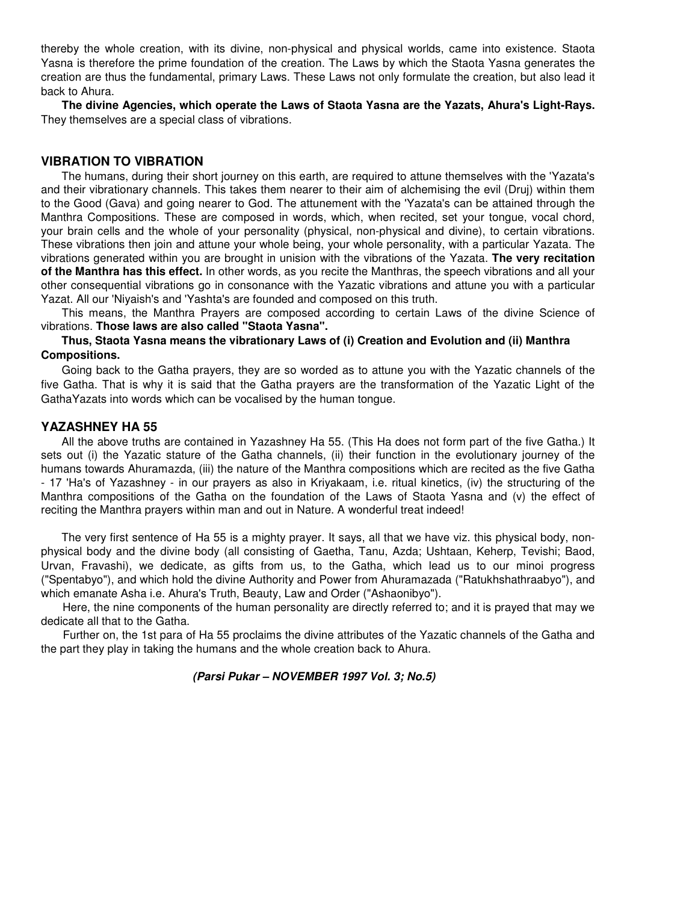thereby the whole creation, with its divine, non-physical and physical worlds, came into existence. Staota Yasna is therefore the prime foundation of the creation. The Laws by which the Staota Yasna generates the creation are thus the fundamental, primary Laws. These Laws not only formulate the creation, but also lead it back to Ahura.

**The divine Agencies, which operate the Laws of Staota Yasna are the Yazats, Ahura's Light-Rays.** They themselves are a special class of vibrations.

## VIBRATION TO VIBRATION

The humans, during their short journey on this earth, are required to attune themselves with the 'Yazata's and their vibrationary channels. This takes them nearer to their aim of alchemising the evil (Druj) within them to the Good (Gava) and going nearer to God. The attunement with the 'Yazata's can be attained through the Manthra Compositions. These are composed in words, which, when recited, set your tongue, vocal chord, your brain cells and the whole of your personality (physical, non-physical and divine), to certain vibrations. These vibrations then join and attune your whole being, your whole personality, with a particular Yazata. The vibrations generated within you are brought in unision with the vibrations of the Yazata. **The very recitation of the Manthra has this effect.** In other words, as you recite the Manthras, the speech vibrations and all your other consequential vibrations go in consonance with the Yazatic vibrations and attune you with a particular Yazat. All our 'Niyaish's and 'Yashta's are founded and composed on this truth.

This means, the Manthra Prayers are composed according to certain Laws of the divine Science of vibrations. **Those laws are also called "Staota Yasna".**

**Thus, Staota Yasna means the vibrationary Laws of (i) Creation and Evolution and (ii) Manthra Compositions.**

Going back to the Gatha prayers, they are so worded as to attune you with the Yazatic channels of the five Gatha. That is why it is said that the Gatha prayers are the transformation of the Yazatic Light of the GathaYazats into words which can be vocalised by the human tongue.

## YAZASHNEY HA 55

All the above truths are contained in Yazashney Ha 55. (This Ha does not form part of the five Gatha.) It sets out (i) the Yazatic stature of the Gatha channels, (ii) their function in the evolutionary journey of the humans towards Ahuramazda, (iii) the nature of the Manthra compositions which are recited as the five Gatha - 17 'Ha's of Yazashney - in our prayers as also in Kriyakaam, i.e. ritual kinetics, (iv) the structuring of the Manthra compositions of the Gatha on the foundation of the Laws of Staota Yasna and (v) the effect of reciting the Manthra prayers within man and out in Nature. A wonderful treat indeed!

The very first sentence of Ha 55 is a mighty prayer. It says, all that we have viz. this physical body, non-physical body and the divine body (all consisting of Gaetha, Tanu, Azda; Ushtaan, Keherp, Tevishi; Baod, Urvan, Fravashi), we dedicate, as gifts from us, to the Gatha, which lead us to our minoi progress ("Spentabyo"), and which hold the divine Authority and Power from Ahuramazada ("Ratukhshathraabyo"), and which emanate Asha i.e. Ahura's Truth, Beauty, Law and Order ("Ashaonibyo").

Here, the nine components of the human personality are directly referred to; and it is prayed that may we dedicate all that to the Gatha.

Further on, the 1st para of Ha 55 proclaims the divine attributes of the Yazatic channels of the Gatha and the part they play in taking the humans and the whole creation back to Ahura.

***(Parsi Pukar – NOVEMBER 1997 Vol. 3; No.5)***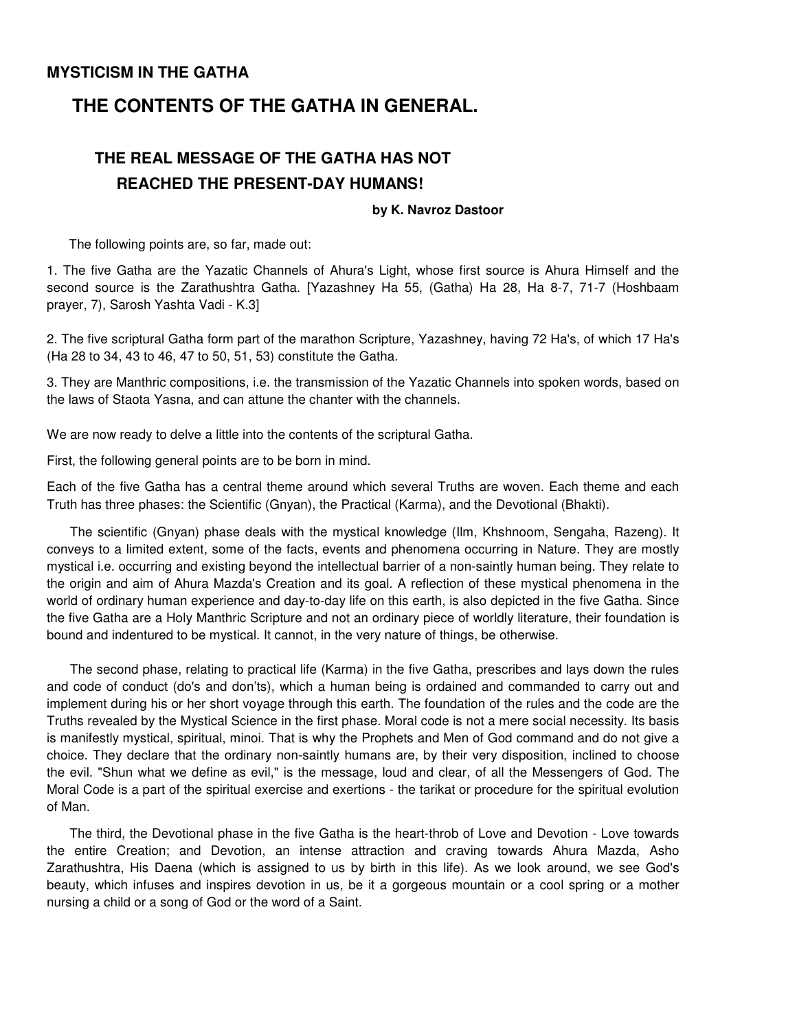**MYSTICISM IN THE GATHA**

# THE CONTENTS OF THE GATHA IN GENERAL.

## THE REAL MESSAGE OF THE GATHA HAS NOT REACHED THE PRESENT-DAY HUMANS!

**by K. Navroz Dastoor**

The following points are, so far, made out:

1. The five Gatha are the Yazatic Channels of Ahura's Light, whose first source is Ahura Himself and the second source is the Zarathushtra Gatha. [Yazashney Ha 55, (Gatha) Ha 28, Ha 8-7, 71-7 (Hoshbaam prayer, 7), Sarosh Yashta Vadi - K.3]

2. The five scriptural Gatha form part of the marathon Scripture, Yazashney, having 72 Ha's, of which 17 Ha's (Ha 28 to 34, 43 to 46, 47 to 50, 51, 53) constitute the Gatha.

3. They are Manthric compositions, i.e. the transmission of the Yazatic Channels into spoken words, based on the laws of Staota Yasna, and can attune the chanter with the channels.

We are now ready to delve a little into the contents of the scriptural Gatha.

First, the following general points are to be born in mind.

Each of the five Gatha has a central theme around which several Truths are woven. Each theme and each Truth has three phases: the Scientific (Gnyan), the Practical (Karma), and the Devotional (Bhakti).

The scientific (Gnyan) phase deals with the mystical knowledge (Ilm, Khshnoom, Sengaha, Razeng). It conveys to a limited extent, some of the facts, events and phenomena occurring in Nature. They are mostly mystical i.e. occurring and existing beyond the intellectual barrier of a non-saintly human being. They relate to the origin and aim of Ahura Mazda's Creation and its goal. A reflection of these mystical phenomena in the world of ordinary human experience and day-to-day life on this earth, is also depicted in the five Gatha. Since the five Gatha are a Holy Manthric Scripture and not an ordinary piece of worldly literature, their foundation is bound and indentured to be mystical. It cannot, in the very nature of things, be otherwise.

The second phase, relating to practical life (Karma) in the five Gatha, prescribes and lays down the rules and code of conduct (do's and don'ts), which a human being is ordained and commanded to carry out and implement during his or her short voyage through this earth. The foundation of the rules and the code are the Truths revealed by the Mystical Science in the first phase. Moral code is not a mere social necessity. Its basis is manifestly mystical, spiritual, minoi. That is why the Prophets and Men of God command and do not give a choice. They declare that the ordinary non-saintly humans are, by their very disposition, inclined to choose the evil. "Shun what we define as evil," is the message, loud and clear, of all the Messengers of God. The Moral Code is a part of the spiritual exercise and exertions - the tarikat or procedure for the spiritual evolution of Man.

The third, the Devotional phase in the five Gatha is the heart-throb of Love and Devotion - Love towards the entire Creation; and Devotion, an intense attraction and craving towards Ahura Mazda, Asho Zarathushtra, His Daena (which is assigned to us by birth in this life). As we look around, we see God's beauty, which infuses and inspires devotion in us, be it a gorgeous mountain or a cool spring or a mother nursing a child or a song of God or the word of a Saint.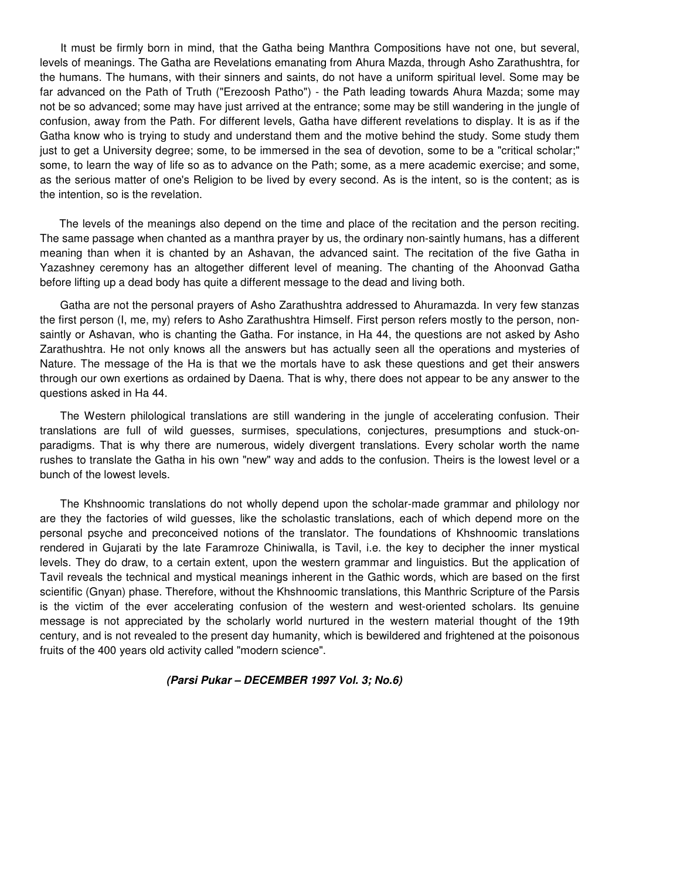It must be firmly born in mind, that the Gatha being Manthra Compositions have not one, but several, levels of meanings. The Gatha are Revelations emanating from Ahura Mazda, through Asho Zarathushtra, for the humans. The humans, with their sinners and saints, do not have a uniform spiritual level. Some may be far advanced on the Path of Truth ("Erezoosh Patho") - the Path leading towards Ahura Mazda; some may not be so advanced; some may have just arrived at the entrance; some may be still wandering in the jungle of confusion, away from the Path. For different levels, Gatha have different revelations to display. It is as if the Gatha know who is trying to study and understand them and the motive behind the study. Some study them just to get a University degree; some, to be immersed in the sea of devotion, some to be a "critical scholar;" some, to learn the way of life so as to advance on the Path; some, as a mere academic exercise; and some, as the serious matter of one's Religion to be lived by every second. As is the intent, so is the content; as is the intention, so is the revelation.

The levels of the meanings also depend on the time and place of the recitation and the person reciting. The same passage when chanted as a manthra prayer by us, the ordinary non-saintly humans, has a different meaning than when it is chanted by an Ashavan, the advanced saint. The recitation of the five Gatha in Yazashney ceremony has an altogether different level of meaning. The chanting of the Ahoonvad Gatha before lifting up a dead body has quite a different message to the dead and living both.

Gatha are not the personal prayers of Asho Zarathushtra addressed to Ahuramazda. In very few stanzas the first person (I, me, my) refers to Asho Zarathushtra Himself. First person refers mostly to the person, non-saintly or Ashavan, who is chanting the Gatha. For instance, in Ha 44, the questions are not asked by Asho Zarathushtra. He not only knows all the answers but has actually seen all the operations and mysteries of Nature. The message of the Ha is that we the mortals have to ask these questions and get their answers through our own exertions as ordained by Daena. That is why, there does not appear to be any answer to the questions asked in Ha 44.

The Western philological translations are still wandering in the jungle of accelerating confusion. Their translations are full of wild guesses, surmises, speculations, conjectures, presumptions and stuck-on-paradigms. That is why there are numerous, widely divergent translations. Every scholar worth the name rushes to translate the Gatha in his own "new" way and adds to the confusion. Theirs is the lowest level or a bunch of the lowest levels.

The Khshnoomic translations do not wholly depend upon the scholar-made grammar and philology nor are they the factories of wild guesses, like the scholastic translations, each of which depend more on the personal psyche and preconceived notions of the translator. The foundations of Khshnoomic translations rendered in Gujarati by the late Faramroze Chiniwalla, is Tavil, i.e. the key to decipher the inner mystical levels. They do draw, to a certain extent, upon the western grammar and linguistics. But the application of Tavil reveals the technical and mystical meanings inherent in the Gathic words, which are based on the first scientific (Gnyan) phase. Therefore, without the Khshnoomic translations, this Manthric Scripture of the Parsis is the victim of the ever accelerating confusion of the western and west-oriented scholars. Its genuine message is not appreciated by the scholarly world nurtured in the western material thought of the 19th century, and is not revealed to the present day humanity, which is bewildered and frightened at the poisonous fruits of the 400 years old activity called "modern science".

***(Parsi Pukar – DECEMBER 1997 Vol. 3; No.6)***